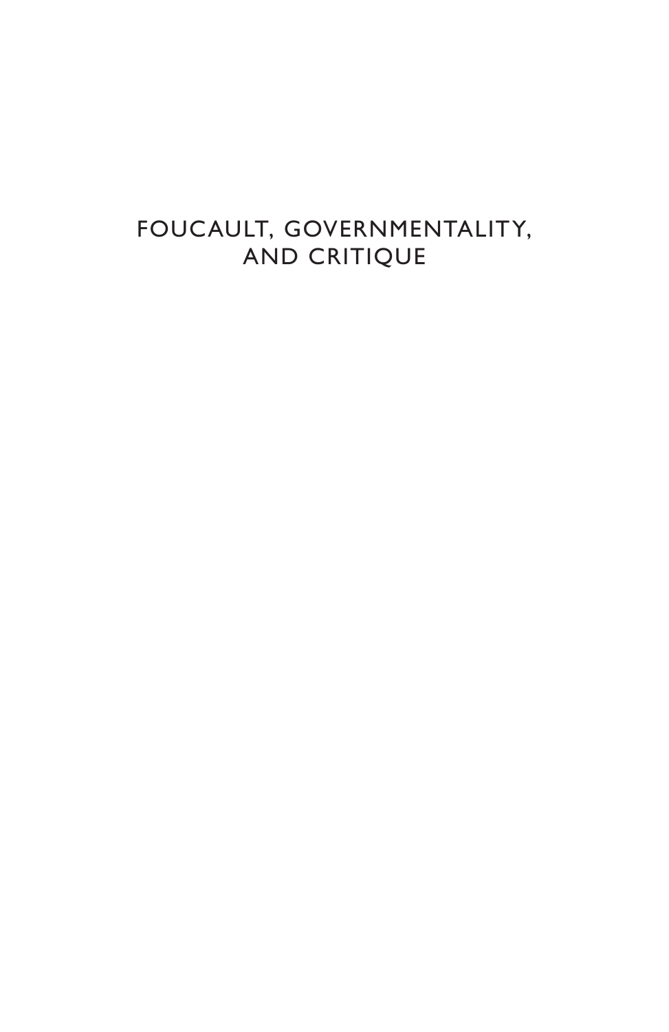# FOUCAULT, GOVERNMENTALITY, AND CRITIQUE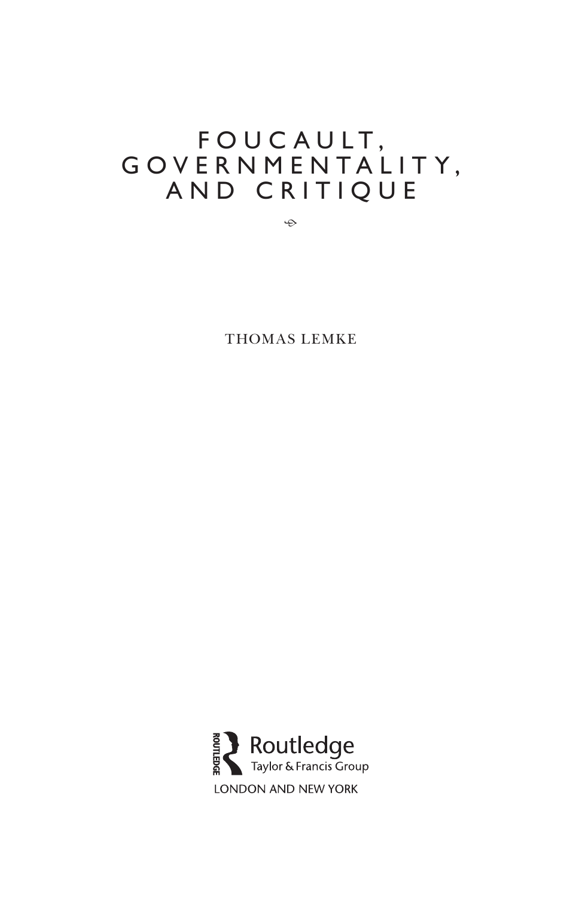# FOUCAULT, GOVERNMENTALITY, AND CRITIQUE

THOMAS LEMKE

Routledge
Taylor & Francis Group

LONDON AND NEW YORK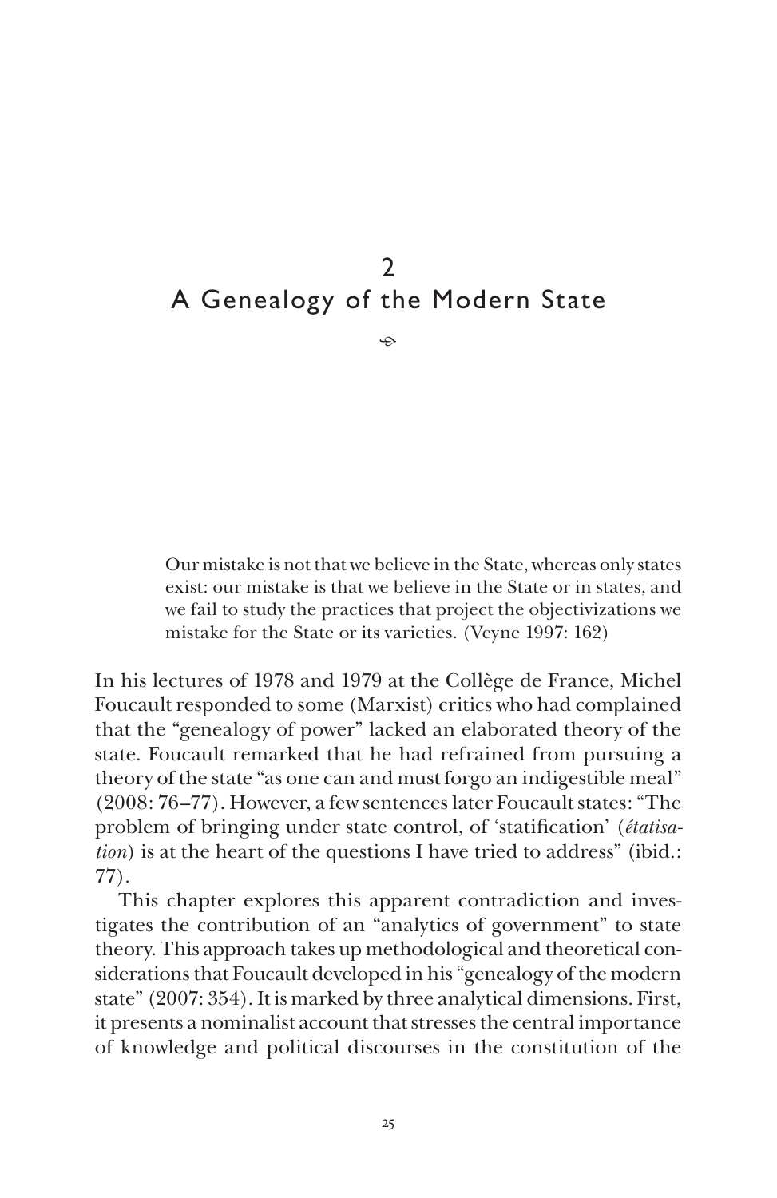# 2
# A Genealogy of the Modern State

> Our mistake is not that we believe in the State, whereas only states exist: our mistake is that we believe in the State or in states, and we fail to study the practices that project the objectivizations we mistake for the State or its varieties. (Veyne 1997: 162)

In his lectures of 1978 and 1979 at the Collège de France, Michel Foucault responded to some (Marxist) critics who had complained that the "genealogy of power" lacked an elaborated theory of the state. Foucault remarked that he had refrained from pursuing a theory of the state "as one can and must forgo an indigestible meal" (2008: 76–77). However, a few sentences later Foucault states: "The problem of bringing under state control, of 'statification' (*étatisation*) is at the heart of the questions I have tried to address" (ibid.: 77).

This chapter explores this apparent contradiction and investigates the contribution of an "analytics of government" to state theory. This approach takes up methodological and theoretical considerations that Foucault developed in his "genealogy of the modern state" (2007: 354). It is marked by three analytical dimensions. First, it presents a nominalist account that stresses the central importance of knowledge and political discourses in the constitution of the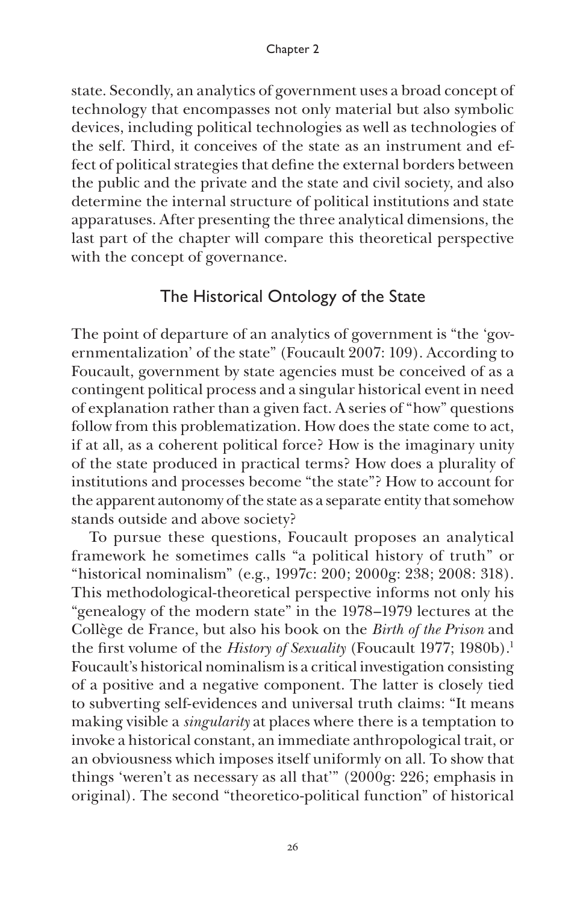state. Secondly, an analytics of government uses a broad concept of technology that encompasses not only material but also symbolic devices, including political technologies as well as technologies of the self. Third, it conceives of the state as an instrument and effect of political strategies that define the external borders between the public and the private and the state and civil society, and also determine the internal structure of political institutions and state apparatuses. After presenting the three analytical dimensions, the last part of the chapter will compare this theoretical perspective with the concept of governance.

## The Historical Ontology of the State

The point of departure of an analytics of government is "the 'governmentalization' of the state" (Foucault 2007: 109). According to Foucault, government by state agencies must be conceived of as a contingent political process and a singular historical event in need of explanation rather than a given fact. A series of "how" questions follow from this problematization. How does the state come to act, if at all, as a coherent political force? How is the imaginary unity of the state produced in practical terms? How does a plurality of institutions and processes become "the state"? How to account for the apparent autonomy of the state as a separate entity that somehow stands outside and above society?

To pursue these questions, Foucault proposes an analytical framework he sometimes calls "a political history of truth" or "historical nominalism" (e.g., 1997c: 200; 2000g: 238; 2008: 318). This methodological-theoretical perspective informs not only his "genealogy of the modern state" in the 1978–1979 lectures at the Collège de France, but also his book on the *Birth of the Prison* and the first volume of the *History of Sexuality* (Foucault 1977; 1980b).[1] Foucault's historical nominalism is a critical investigation consisting of a positive and a negative component. The latter is closely tied to subverting self-evidences and universal truth claims: "It means making visible a *singularity* at places where there is a temptation to invoke a historical constant, an immediate anthropological trait, or an obviousness which imposes itself uniformly on all. To show that things 'weren't as necessary as all that'" (2000g: 226; emphasis in original). The second "theoretico-political function" of historical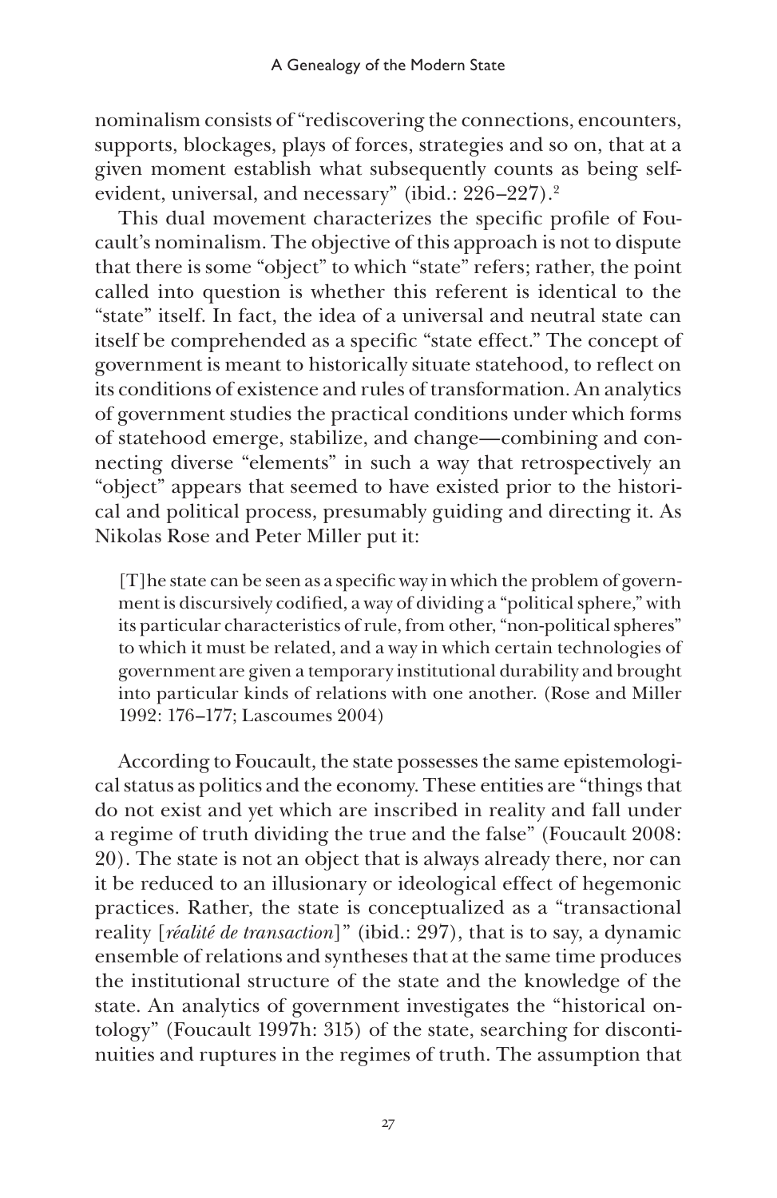nominalism consists of "rediscovering the connections, encounters, supports, blockages, plays of forces, strategies and so on, that at a given moment establish what subsequently counts as being self-evident, universal, and necessary" (ibid.: 226–227).[2]

This dual movement characterizes the specific profile of Foucault's nominalism. The objective of this approach is not to dispute that there is some "object" to which "state" refers; rather, the point called into question is whether this referent is identical to the "state" itself. In fact, the idea of a universal and neutral state can itself be comprehended as a specific "state effect." The concept of government is meant to historically situate statehood, to reflect on its conditions of existence and rules of transformation. An analytics of government studies the practical conditions under which forms of statehood emerge, stabilize, and change—combining and connecting diverse "elements" in such a way that retrospectively an "object" appears that seemed to have existed prior to the historical and political process, presumably guiding and directing it. As Nikolas Rose and Peter Miller put it:

> [T]he state can be seen as a specific way in which the problem of government is discursively codified, a way of dividing a "political sphere," with its particular characteristics of rule, from other, "non-political spheres" to which it must be related, and a way in which certain technologies of government are given a temporary institutional durability and brought into particular kinds of relations with one another. (Rose and Miller 1992: 176–177; Lascoumes 2004)

According to Foucault, the state possesses the same epistemological status as politics and the economy. These entities are "things that do not exist and yet which are inscribed in reality and fall under a regime of truth dividing the true and the false" (Foucault 2008: 20). The state is not an object that is always already there, nor can it be reduced to an illusionary or ideological effect of hegemonic practices. Rather, the state is conceptualized as a "transactional reality [*réalité de transaction*]" (ibid.: 297), that is to say, a dynamic ensemble of relations and syntheses that at the same time produces the institutional structure of the state and the knowledge of the state. An analytics of government investigates the "historical ontology" (Foucault 1997h: 315) of the state, searching for discontinuities and ruptures in the regimes of truth. The assumption that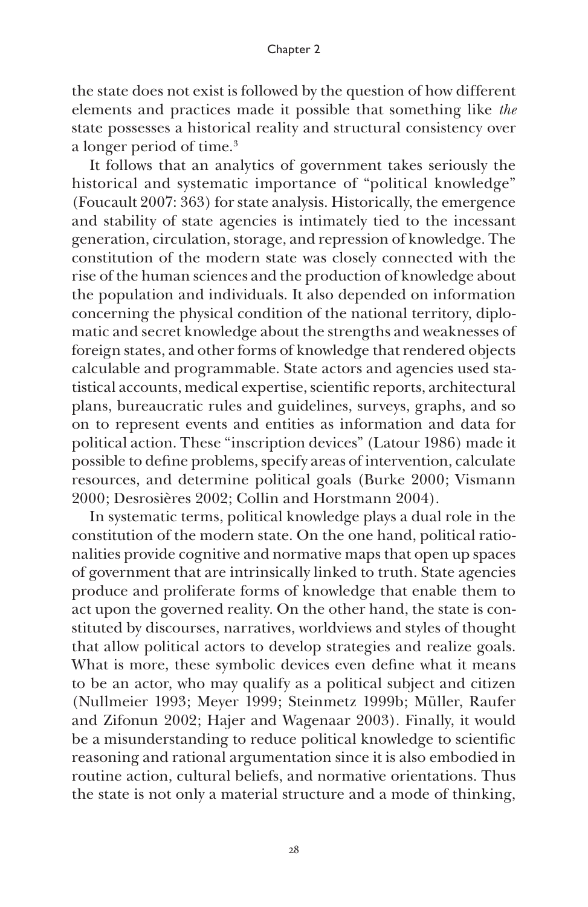the state does not exist is followed by the question of how different elements and practices made it possible that something like *the* state possesses a historical reality and structural consistency over a longer period of time.[3]

It follows that an analytics of government takes seriously the historical and systematic importance of "political knowledge" (Foucault 2007: 363) for state analysis. Historically, the emergence and stability of state agencies is intimately tied to the incessant generation, circulation, storage, and repression of knowledge. The constitution of the modern state was closely connected with the rise of the human sciences and the production of knowledge about the population and individuals. It also depended on information concerning the physical condition of the national territory, diplomatic and secret knowledge about the strengths and weaknesses of foreign states, and other forms of knowledge that rendered objects calculable and programmable. State actors and agencies used statistical accounts, medical expertise, scientific reports, architectural plans, bureaucratic rules and guidelines, surveys, graphs, and so on to represent events and entities as information and data for political action. These "inscription devices" (Latour 1986) made it possible to define problems, specify areas of intervention, calculate resources, and determine political goals (Burke 2000; Vismann 2000; Desrosières 2002; Collin and Horstmann 2004).

In systematic terms, political knowledge plays a dual role in the constitution of the modern state. On the one hand, political rationalities provide cognitive and normative maps that open up spaces of government that are intrinsically linked to truth. State agencies produce and proliferate forms of knowledge that enable them to act upon the governed reality. On the other hand, the state is constituted by discourses, narratives, worldviews and styles of thought that allow political actors to develop strategies and realize goals. What is more, these symbolic devices even define what it means to be an actor, who may qualify as a political subject and citizen (Nullmeier 1993; Meyer 1999; Steinmetz 1999b; Müller, Raufer and Zifonun 2002; Hajer and Wagenaar 2003). Finally, it would be a misunderstanding to reduce political knowledge to scientific reasoning and rational argumentation since it is also embodied in routine action, cultural beliefs, and normative orientations. Thus the state is not only a material structure and a mode of thinking,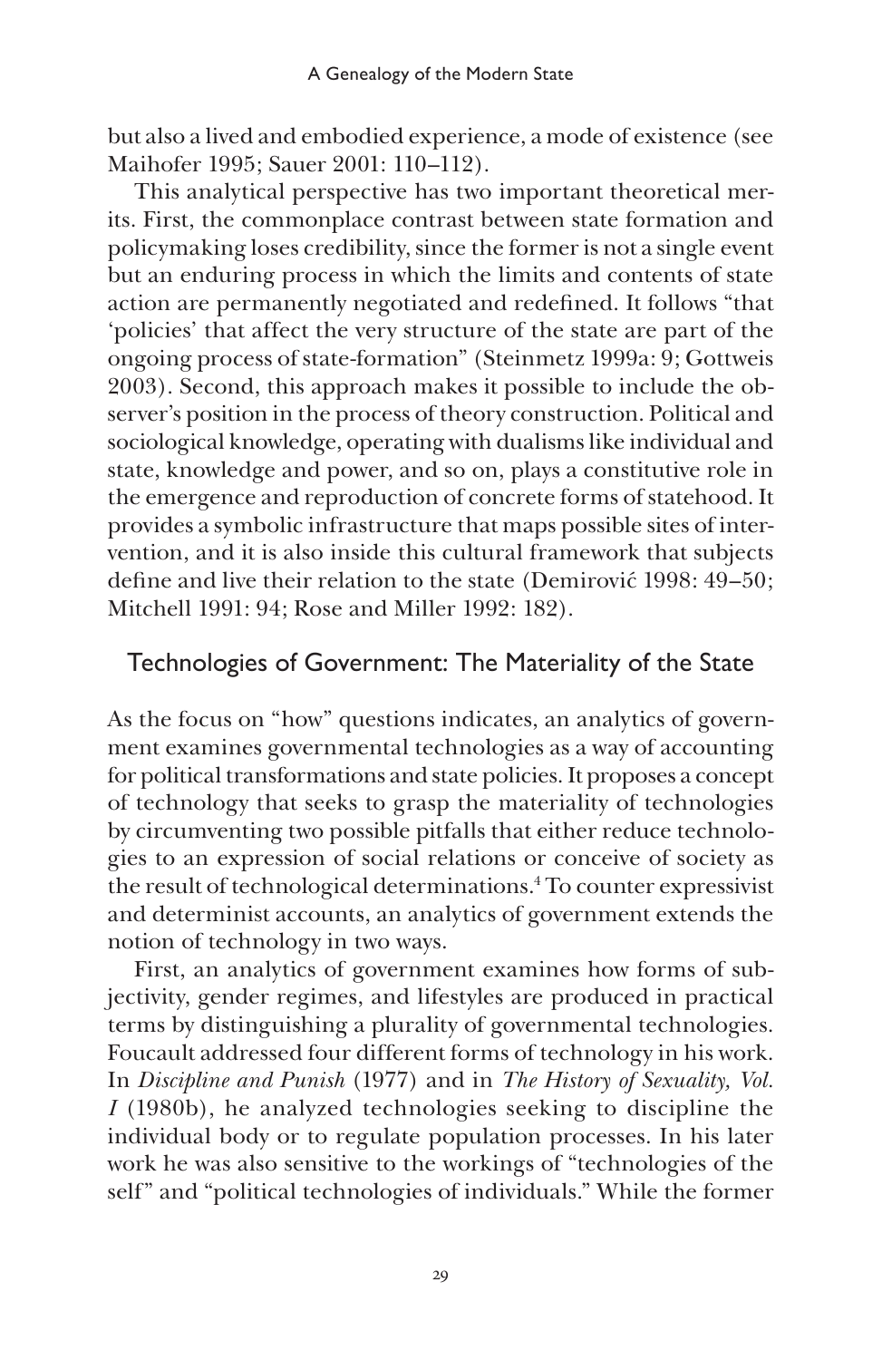but also a lived and embodied experience, a mode of existence (see Maihofer 1995; Sauer 2001: 110–112).

This analytical perspective has two important theoretical merits. First, the commonplace contrast between state formation and policymaking loses credibility, since the former is not a single event but an enduring process in which the limits and contents of state action are permanently negotiated and redefined. It follows "that 'policies' that affect the very structure of the state are part of the ongoing process of state-formation" (Steinmetz 1999a: 9; Gottweis 2003). Second, this approach makes it possible to include the observer's position in the process of theory construction. Political and sociological knowledge, operating with dualisms like individual and state, knowledge and power, and so on, plays a constitutive role in the emergence and reproduction of concrete forms of statehood. It provides a symbolic infrastructure that maps possible sites of intervention, and it is also inside this cultural framework that subjects define and live their relation to the state (Demirović 1998: 49–50; Mitchell 1991: 94; Rose and Miller 1992: 182).

## Technologies of Government: The Materiality of the State

As the focus on "how" questions indicates, an analytics of government examines governmental technologies as a way of accounting for political transformations and state policies. It proposes a concept of technology that seeks to grasp the materiality of technologies by circumventing two possible pitfalls that either reduce technologies to an expression of social relations or conceive of society as the result of technological determinations.[4] To counter expressivist and determinist accounts, an analytics of government extends the notion of technology in two ways.

First, an analytics of government examines how forms of subjectivity, gender regimes, and lifestyles are produced in practical terms by distinguishing a plurality of governmental technologies. Foucault addressed four different forms of technology in his work. In *Discipline and Punish* (1977) and in *The History of Sexuality, Vol. I* (1980b), he analyzed technologies seeking to discipline the individual body or to regulate population processes. In his later work he was also sensitive to the workings of "technologies of the self" and "political technologies of individuals." While the former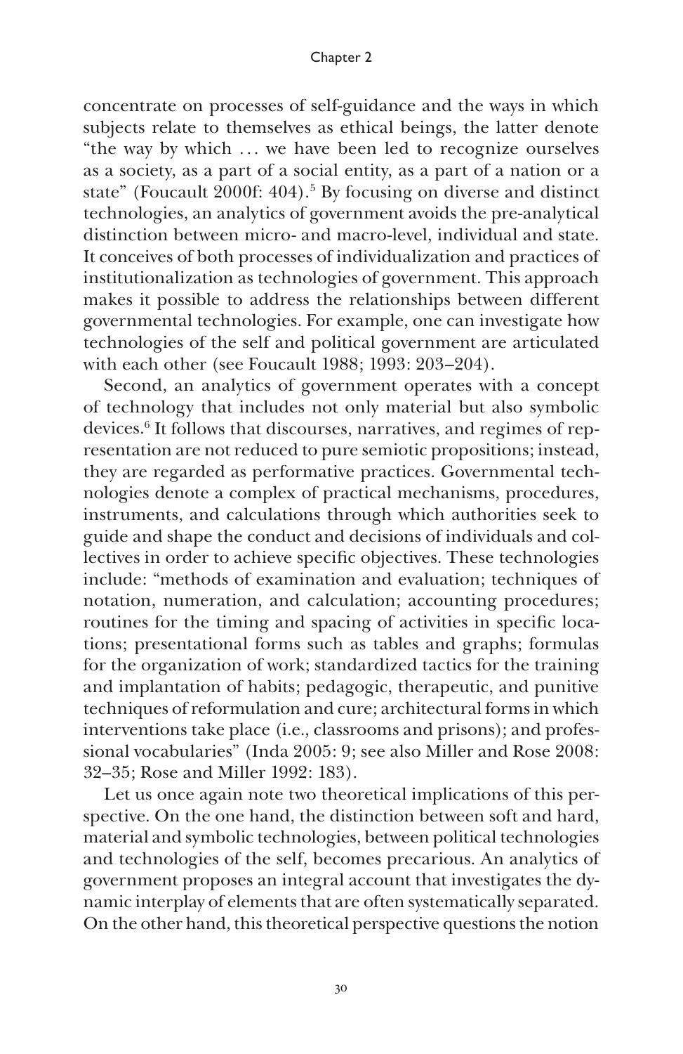concentrate on processes of self-guidance and the ways in which subjects relate to themselves as ethical beings, the latter denote "the way by which … we have been led to recognize ourselves as a society, as a part of a social entity, as a part of a nation or a state" (Foucault 2000f: 404).[5] By focusing on diverse and distinct technologies, an analytics of government avoids the pre-analytical distinction between micro- and macro-level, individual and state. It conceives of both processes of individualization and practices of institutionalization as technologies of government. This approach makes it possible to address the relationships between different governmental technologies. For example, one can investigate how technologies of the self and political government are articulated with each other (see Foucault 1988; 1993: 203–204).

Second, an analytics of government operates with a concept of technology that includes not only material but also symbolic devices.[6] It follows that discourses, narratives, and regimes of representation are not reduced to pure semiotic propositions; instead, they are regarded as performative practices. Governmental technologies denote a complex of practical mechanisms, procedures, instruments, and calculations through which authorities seek to guide and shape the conduct and decisions of individuals and collectives in order to achieve specific objectives. These technologies include: "methods of examination and evaluation; techniques of notation, numeration, and calculation; accounting procedures; routines for the timing and spacing of activities in specific locations; presentational forms such as tables and graphs; formulas for the organization of work; standardized tactics for the training and implantation of habits; pedagogic, therapeutic, and punitive techniques of reformulation and cure; architectural forms in which interventions take place (i.e., classrooms and prisons); and professional vocabularies" (Inda 2005: 9; see also Miller and Rose 2008: 32–35; Rose and Miller 1992: 183).

Let us once again note two theoretical implications of this perspective. On the one hand, the distinction between soft and hard, material and symbolic technologies, between political technologies and technologies of the self, becomes precarious. An analytics of government proposes an integral account that investigates the dynamic interplay of elements that are often systematically separated. On the other hand, this theoretical perspective questions the notion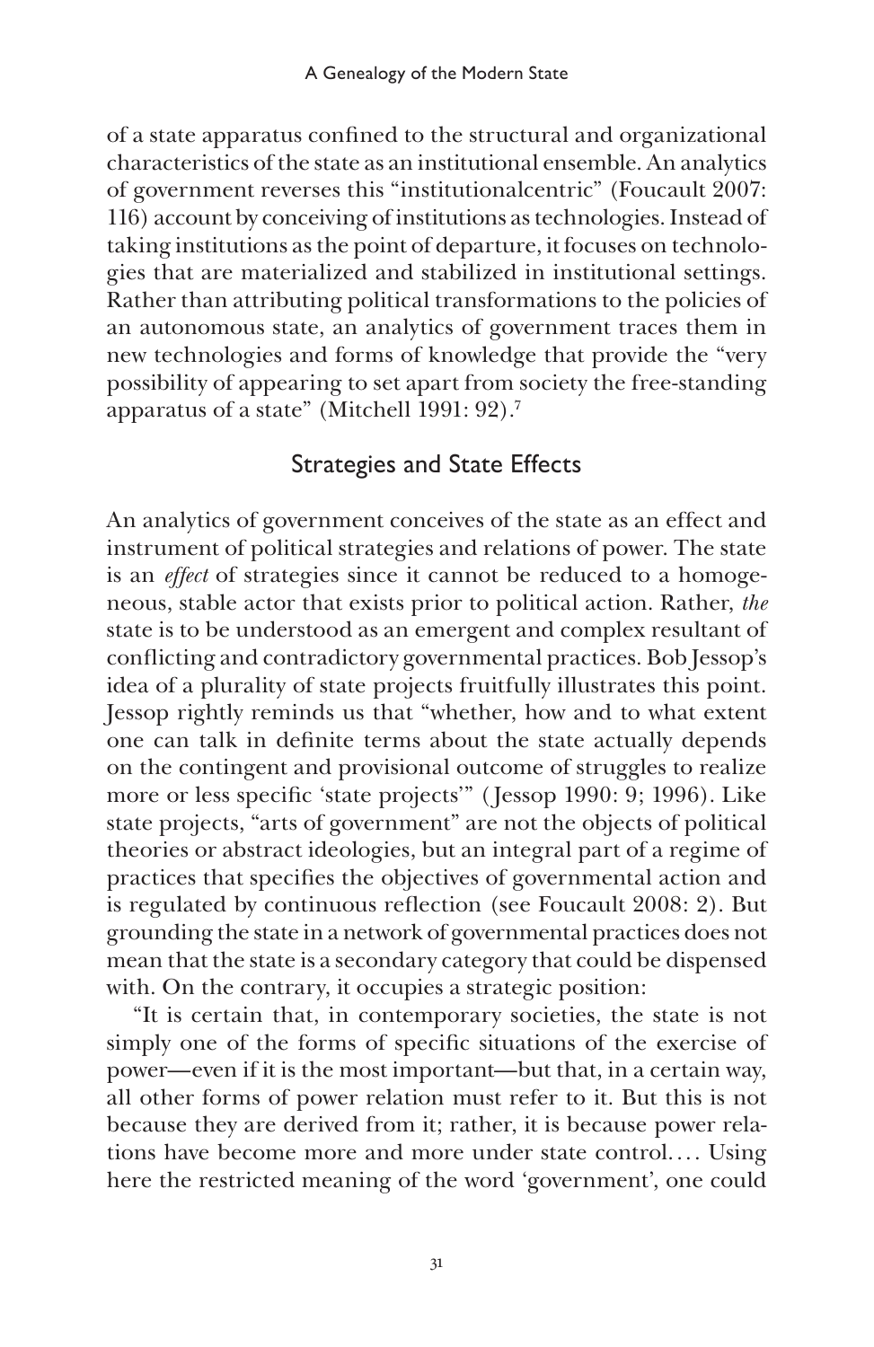of a state apparatus confined to the structural and organizational characteristics of the state as an institutional ensemble. An analytics of government reverses this "institutionalcentric" (Foucault 2007: 116) account by conceiving of institutions as technologies. Instead of taking institutions as the point of departure, it focuses on technologies that are materialized and stabilized in institutional settings. Rather than attributing political transformations to the policies of an autonomous state, an analytics of government traces them in new technologies and forms of knowledge that provide the "very possibility of appearing to set apart from society the free-standing apparatus of a state" (Mitchell 1991: 92).[7]

## Strategies and State Effects

An analytics of government conceives of the state as an effect and instrument of political strategies and relations of power. The state is an *effect* of strategies since it cannot be reduced to a homogeneous, stable actor that exists prior to political action. Rather, *the* state is to be understood as an emergent and complex resultant of conflicting and contradictory governmental practices. Bob Jessop's idea of a plurality of state projects fruitfully illustrates this point. Jessop rightly reminds us that "whether, how and to what extent one can talk in definite terms about the state actually depends on the contingent and provisional outcome of struggles to realize more or less specific 'state projects'" (Jessop 1990: 9; 1996). Like state projects, "arts of government" are not the objects of political theories or abstract ideologies, but an integral part of a regime of practices that specifies the objectives of governmental action and is regulated by continuous reflection (see Foucault 2008: 2). But grounding the state in a network of governmental practices does not mean that the state is a secondary category that could be dispensed with. On the contrary, it occupies a strategic position:

"It is certain that, in contemporary societies, the state is not simply one of the forms of specific situations of the exercise of power—even if it is the most important—but that, in a certain way, all other forms of power relation must refer to it. But this is not because they are derived from it; rather, it is because power relations have become more and more under state control.... Using here the restricted meaning of the word 'government', one could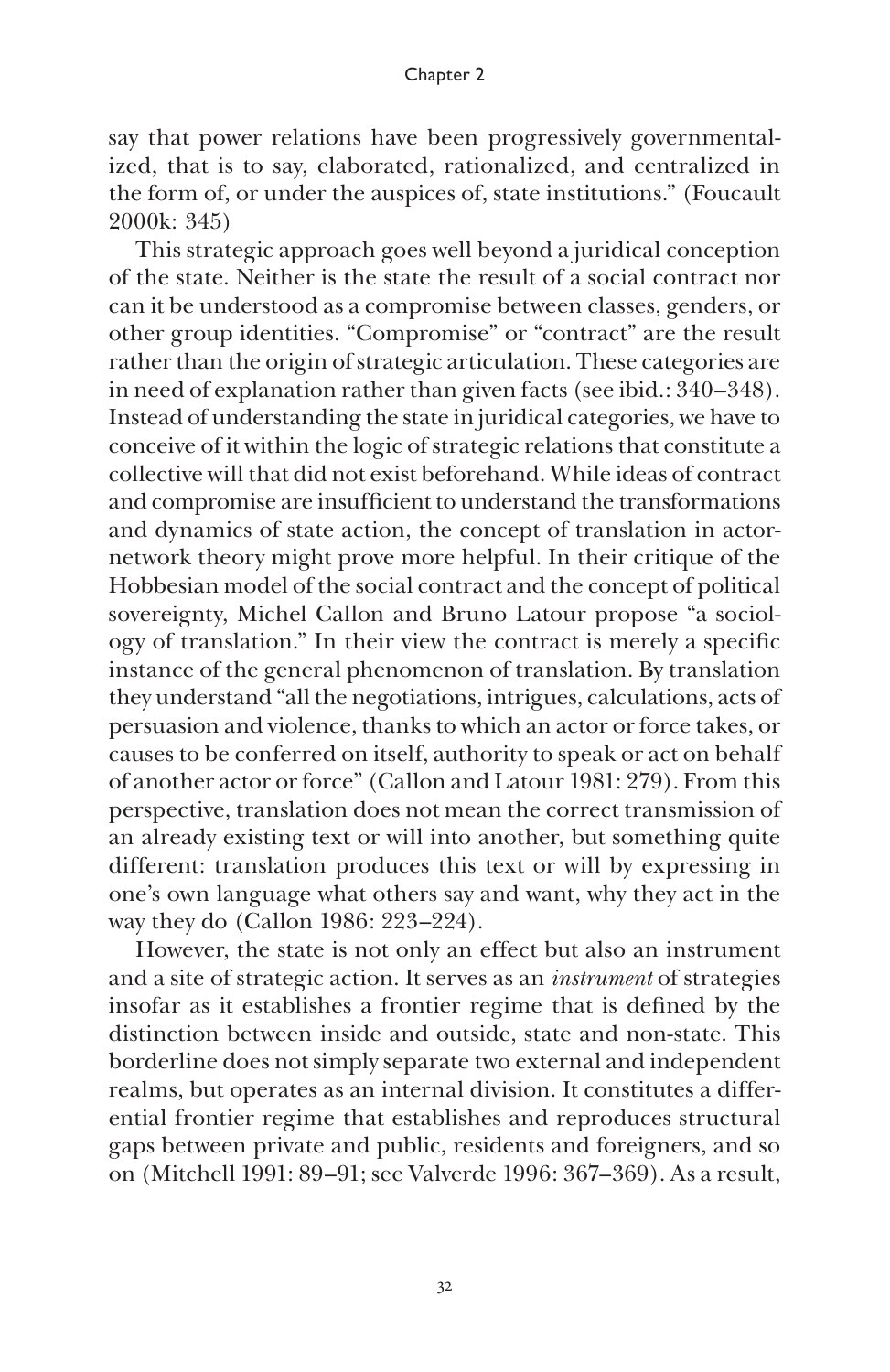say that power relations have been progressively governmentalized, that is to say, elaborated, rationalized, and centralized in the form of, or under the auspices of, state institutions." (Foucault 2000k: 345)

This strategic approach goes well beyond a juridical conception of the state. Neither is the state the result of a social contract nor can it be understood as a compromise between classes, genders, or other group identities. "Compromise" or "contract" are the result rather than the origin of strategic articulation. These categories are in need of explanation rather than given facts (see ibid.: 340–348). Instead of understanding the state in juridical categories, we have to conceive of it within the logic of strategic relations that constitute a collective will that did not exist beforehand. While ideas of contract and compromise are insufficient to understand the transformations and dynamics of state action, the concept of translation in actor-network theory might prove more helpful. In their critique of the Hobbesian model of the social contract and the concept of political sovereignty, Michel Callon and Bruno Latour propose "a sociology of translation." In their view the contract is merely a specific instance of the general phenomenon of translation. By translation they understand "all the negotiations, intrigues, calculations, acts of persuasion and violence, thanks to which an actor or force takes, or causes to be conferred on itself, authority to speak or act on behalf of another actor or force" (Callon and Latour 1981: 279). From this perspective, translation does not mean the correct transmission of an already existing text or will into another, but something quite different: translation produces this text or will by expressing in one's own language what others say and want, why they act in the way they do (Callon 1986: 223–224).

However, the state is not only an effect but also an instrument and a site of strategic action. It serves as an *instrument* of strategies insofar as it establishes a frontier regime that is defined by the distinction between inside and outside, state and non-state. This borderline does not simply separate two external and independent realms, but operates as an internal division. It constitutes a differential frontier regime that establishes and reproduces structural gaps between private and public, residents and foreigners, and so on (Mitchell 1991: 89–91; see Valverde 1996: 367–369). As a result,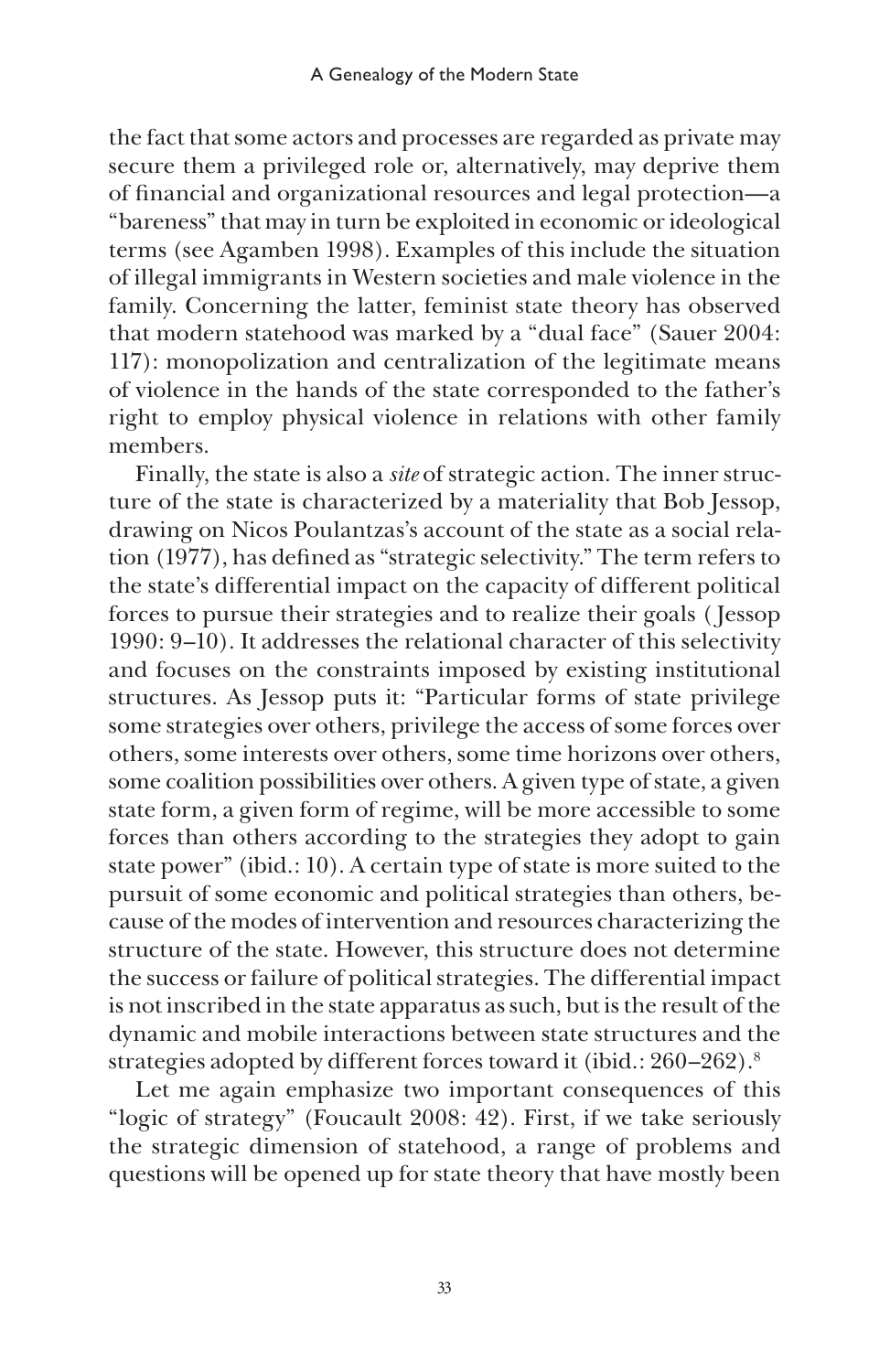the fact that some actors and processes are regarded as private may secure them a privileged role or, alternatively, may deprive them of financial and organizational resources and legal protection—a "bareness" that may in turn be exploited in economic or ideological terms (see Agamben 1998). Examples of this include the situation of illegal immigrants in Western societies and male violence in the family. Concerning the latter, feminist state theory has observed that modern statehood was marked by a "dual face" (Sauer 2004: 117): monopolization and centralization of the legitimate means of violence in the hands of the state corresponded to the father's right to employ physical violence in relations with other family members.

Finally, the state is also a *site* of strategic action. The inner structure of the state is characterized by a materiality that Bob Jessop, drawing on Nicos Poulantzas's account of the state as a social relation (1977), has defined as "strategic selectivity." The term refers to the state's differential impact on the capacity of different political forces to pursue their strategies and to realize their goals (Jessop 1990: 9–10). It addresses the relational character of this selectivity and focuses on the constraints imposed by existing institutional structures. As Jessop puts it: "Particular forms of state privilege some strategies over others, privilege the access of some forces over others, some interests over others, some time horizons over others, some coalition possibilities over others. A given type of state, a given state form, a given form of regime, will be more accessible to some forces than others according to the strategies they adopt to gain state power" (ibid.: 10). A certain type of state is more suited to the pursuit of some economic and political strategies than others, because of the modes of intervention and resources characterizing the structure of the state. However, this structure does not determine the success or failure of political strategies. The differential impact is not inscribed in the state apparatus as such, but is the result of the dynamic and mobile interactions between state structures and the strategies adopted by different forces toward it (ibid.: 260–262).[8]

Let me again emphasize two important consequences of this "logic of strategy" (Foucault 2008: 42). First, if we take seriously the strategic dimension of statehood, a range of problems and questions will be opened up for state theory that have mostly been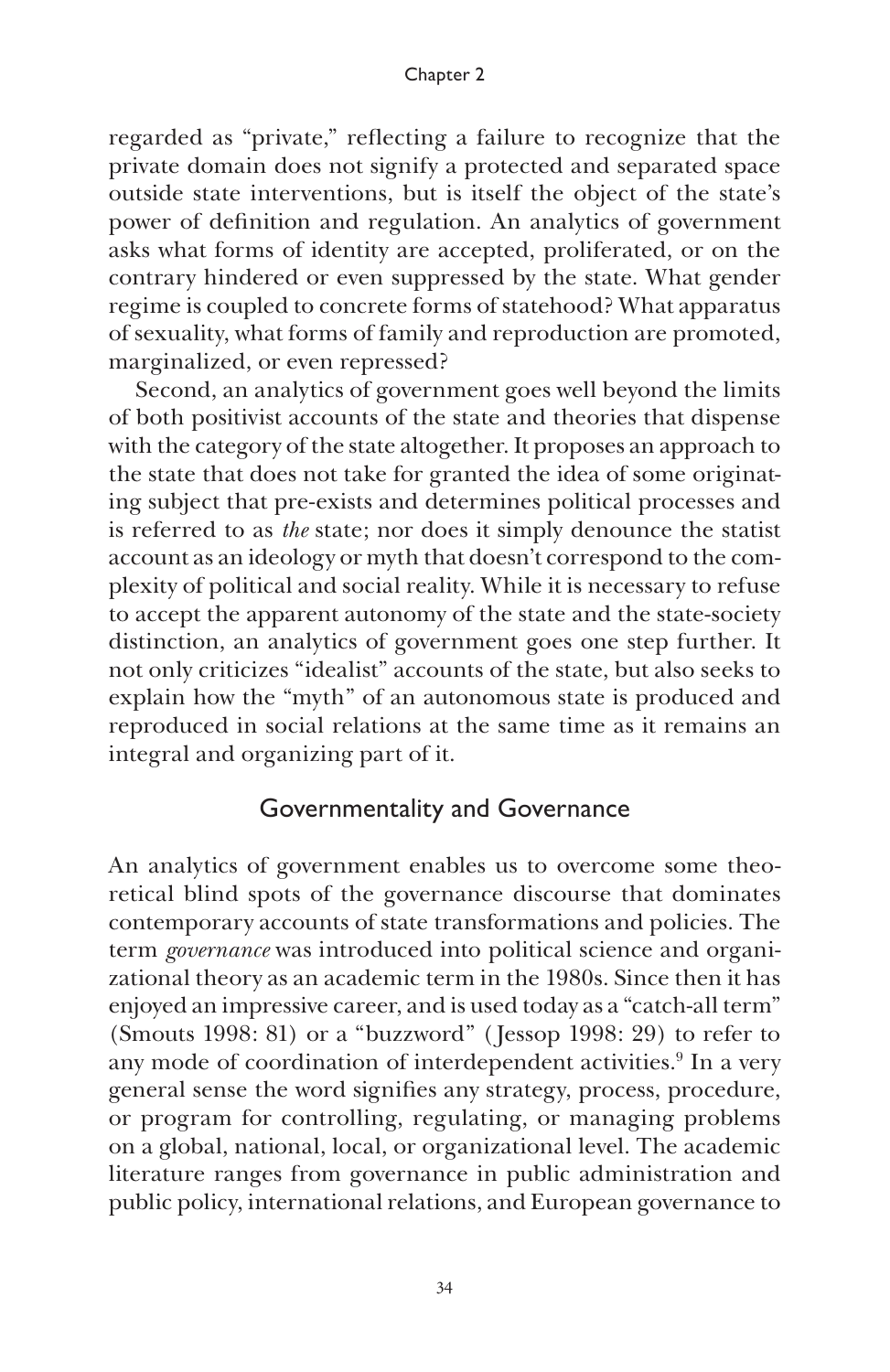regarded as "private," reflecting a failure to recognize that the private domain does not signify a protected and separated space outside state interventions, but is itself the object of the state's power of definition and regulation. An analytics of government asks what forms of identity are accepted, proliferated, or on the contrary hindered or even suppressed by the state. What gender regime is coupled to concrete forms of statehood? What apparatus of sexuality, what forms of family and reproduction are promoted, marginalized, or even repressed?

Second, an analytics of government goes well beyond the limits of both positivist accounts of the state and theories that dispense with the category of the state altogether. It proposes an approach to the state that does not take for granted the idea of some originating subject that pre-exists and determines political processes and is referred to as *the* state; nor does it simply denounce the statist account as an ideology or myth that doesn't correspond to the complexity of political and social reality. While it is necessary to refuse to accept the apparent autonomy of the state and the state-society distinction, an analytics of government goes one step further. It not only criticizes "idealist" accounts of the state, but also seeks to explain how the "myth" of an autonomous state is produced and reproduced in social relations at the same time as it remains an integral and organizing part of it.

## Governmentality and Governance

An analytics of government enables us to overcome some theoretical blind spots of the governance discourse that dominates contemporary accounts of state transformations and policies. The term *governance* was introduced into political science and organizational theory as an academic term in the 1980s. Since then it has enjoyed an impressive career, and is used today as a "catch-all term" (Smouts 1998: 81) or a "buzzword" (Jessop 1998: 29) to refer to any mode of coordination of interdependent activities.[9] In a very general sense the word signifies any strategy, process, procedure, or program for controlling, regulating, or managing problems on a global, national, local, or organizational level. The academic literature ranges from governance in public administration and public policy, international relations, and European governance to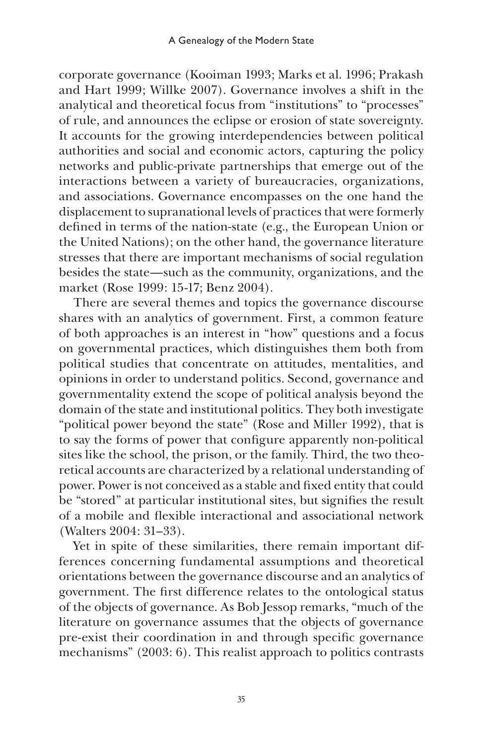corporate governance (Kooiman 1993; Marks et al. 1996; Prakash and Hart 1999; Willke 2007). Governance involves a shift in the analytical and theoretical focus from "institutions" to "processes" of rule, and announces the eclipse or erosion of state sovereignty. It accounts for the growing interdependencies between political authorities and social and economic actors, capturing the policy networks and public-private partnerships that emerge out of the interactions between a variety of bureaucracies, organizations, and associations. Governance encompasses on the one hand the displacement to supranational levels of practices that were formerly defined in terms of the nation-state (e.g., the European Union or the United Nations); on the other hand, the governance literature stresses that there are important mechanisms of social regulation besides the state—such as the community, organizations, and the market (Rose 1999: 15-17; Benz 2004).

There are several themes and topics the governance discourse shares with an analytics of government. First, a common feature of both approaches is an interest in "how" questions and a focus on governmental practices, which distinguishes them both from political studies that concentrate on attitudes, mentalities, and opinions in order to understand politics. Second, governance and governmentality extend the scope of political analysis beyond the domain of the state and institutional politics. They both investigate "political power beyond the state" (Rose and Miller 1992), that is to say the forms of power that configure apparently non-political sites like the school, the prison, or the family. Third, the two theoretical accounts are characterized by a relational understanding of power. Power is not conceived as a stable and fixed entity that could be "stored" at particular institutional sites, but signifies the result of a mobile and flexible interactional and associational network (Walters 2004: 31–33).

Yet in spite of these similarities, there remain important differences concerning fundamental assumptions and theoretical orientations between the governance discourse and an analytics of government. The first difference relates to the ontological status of the objects of governance. As Bob Jessop remarks, "much of the literature on governance assumes that the objects of governance pre-exist their coordination in and through specific governance mechanisms" (2003: 6). This realist approach to politics contrasts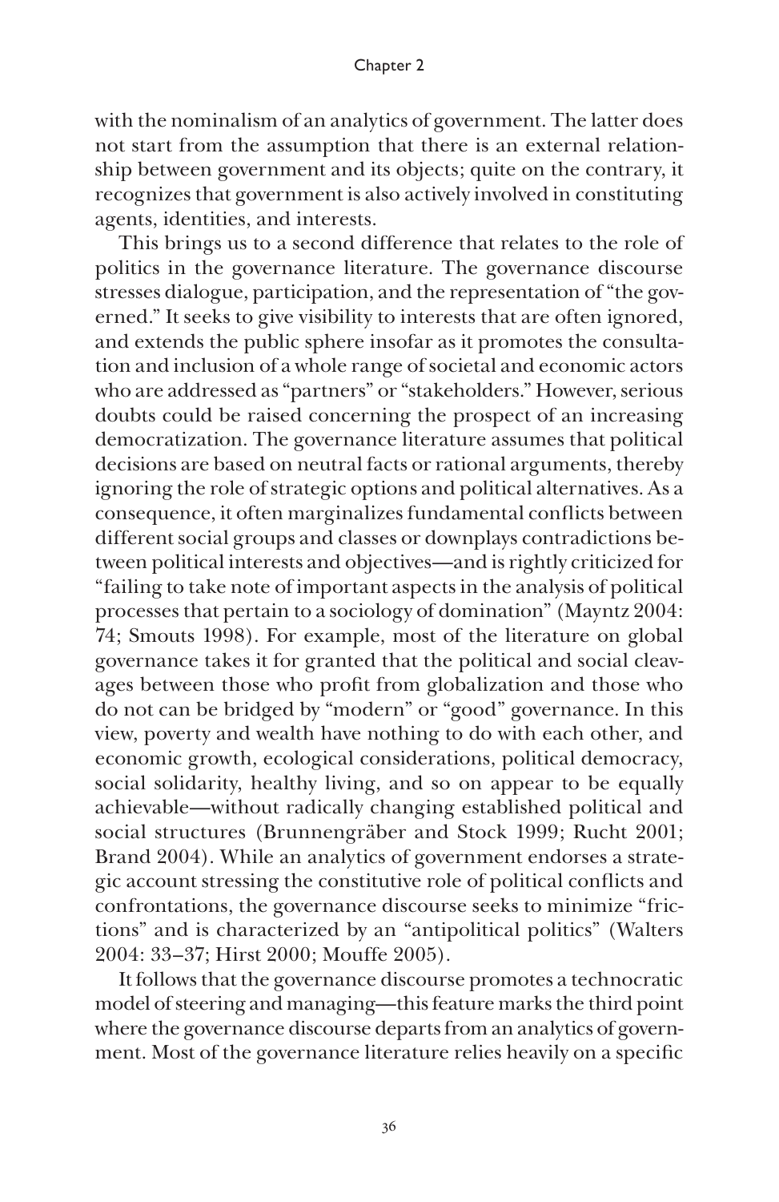with the nominalism of an analytics of government. The latter does not start from the assumption that there is an external relationship between government and its objects; quite on the contrary, it recognizes that government is also actively involved in constituting agents, identities, and interests.

This brings us to a second difference that relates to the role of politics in the governance literature. The governance discourse stresses dialogue, participation, and the representation of "the governed." It seeks to give visibility to interests that are often ignored, and extends the public sphere insofar as it promotes the consultation and inclusion of a whole range of societal and economic actors who are addressed as "partners" or "stakeholders." However, serious doubts could be raised concerning the prospect of an increasing democratization. The governance literature assumes that political decisions are based on neutral facts or rational arguments, thereby ignoring the role of strategic options and political alternatives. As a consequence, it often marginalizes fundamental conflicts between different social groups and classes or downplays contradictions between political interests and objectives—and is rightly criticized for "failing to take note of important aspects in the analysis of political processes that pertain to a sociology of domination" (Mayntz 2004: 74; Smouts 1998). For example, most of the literature on global governance takes it for granted that the political and social cleavages between those who profit from globalization and those who do not can be bridged by "modern" or "good" governance. In this view, poverty and wealth have nothing to do with each other, and economic growth, ecological considerations, political democracy, social solidarity, healthy living, and so on appear to be equally achievable—without radically changing established political and social structures (Brunnengräber and Stock 1999; Rucht 2001; Brand 2004). While an analytics of government endorses a strategic account stressing the constitutive role of political conflicts and confrontations, the governance discourse seeks to minimize "frictions" and is characterized by an "antipolitical politics" (Walters 2004: 33–37; Hirst 2000; Mouffe 2005).

It follows that the governance discourse promotes a technocratic model of steering and managing—this feature marks the third point where the governance discourse departs from an analytics of government. Most of the governance literature relies heavily on a specific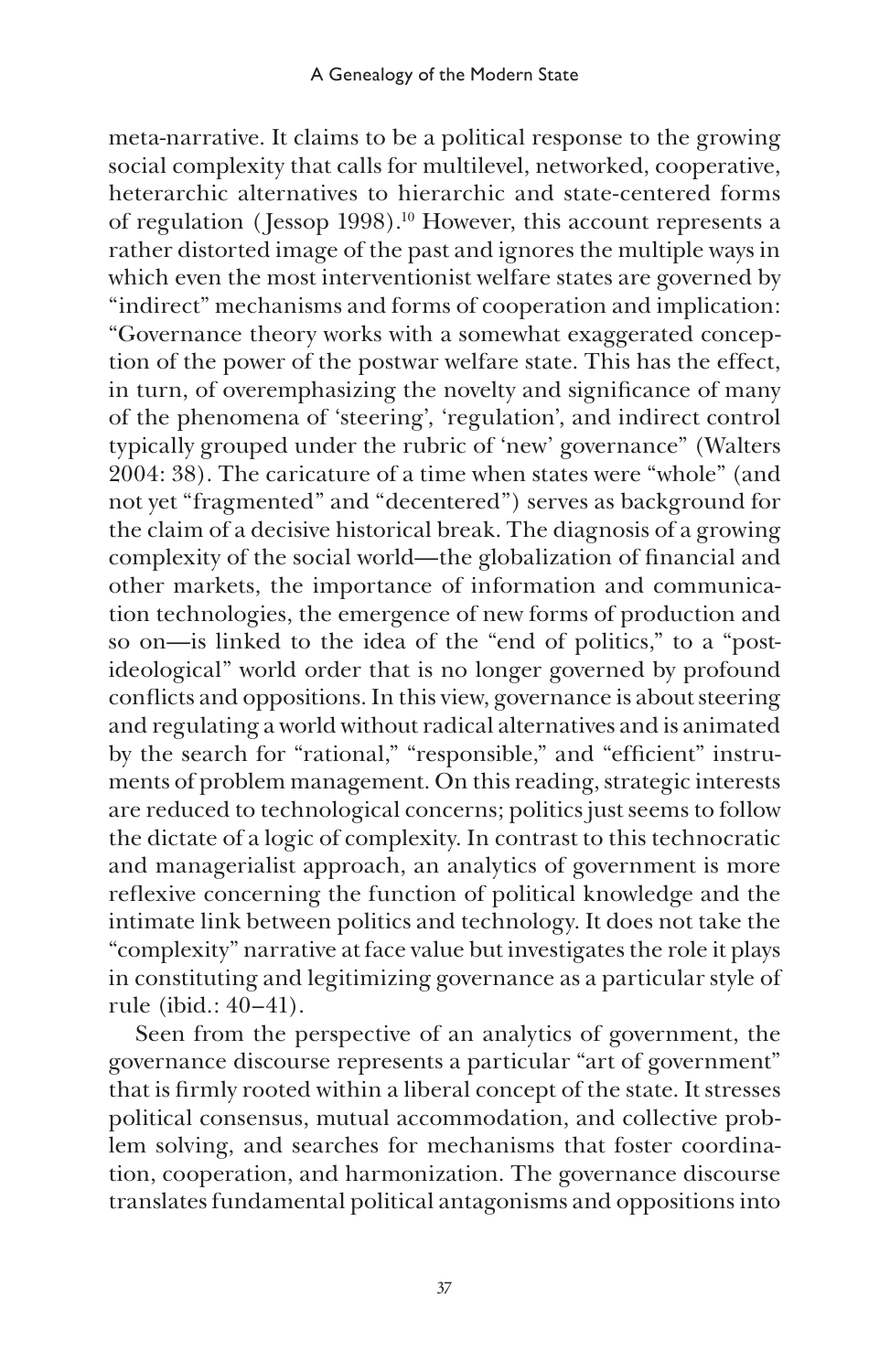meta-narrative. It claims to be a political response to the growing social complexity that calls for multilevel, networked, cooperative, heterarchic alternatives to hierarchic and state-centered forms of regulation (Jessop 1998).[10] However, this account represents a rather distorted image of the past and ignores the multiple ways in which even the most interventionist welfare states are governed by "indirect" mechanisms and forms of cooperation and implication: "Governance theory works with a somewhat exaggerated conception of the power of the postwar welfare state. This has the effect, in turn, of overemphasizing the novelty and significance of many of the phenomena of 'steering', 'regulation', and indirect control typically grouped under the rubric of 'new' governance" (Walters 2004: 38). The caricature of a time when states were "whole" (and not yet "fragmented" and "decentered") serves as background for the claim of a decisive historical break. The diagnosis of a growing complexity of the social world—the globalization of financial and other markets, the importance of information and communication technologies, the emergence of new forms of production and so on—is linked to the idea of the "end of politics," to a "post-ideological" world order that is no longer governed by profound conflicts and oppositions. In this view, governance is about steering and regulating a world without radical alternatives and is animated by the search for "rational," "responsible," and "efficient" instruments of problem management. On this reading, strategic interests are reduced to technological concerns; politics just seems to follow the dictate of a logic of complexity. In contrast to this technocratic and managerialist approach, an analytics of government is more reflexive concerning the function of political knowledge and the intimate link between politics and technology. It does not take the "complexity" narrative at face value but investigates the role it plays in constituting and legitimizing governance as a particular style of rule (ibid.: 40–41).

Seen from the perspective of an analytics of government, the governance discourse represents a particular "art of government" that is firmly rooted within a liberal concept of the state. It stresses political consensus, mutual accommodation, and collective problem solving, and searches for mechanisms that foster coordination, cooperation, and harmonization. The governance discourse translates fundamental political antagonisms and oppositions into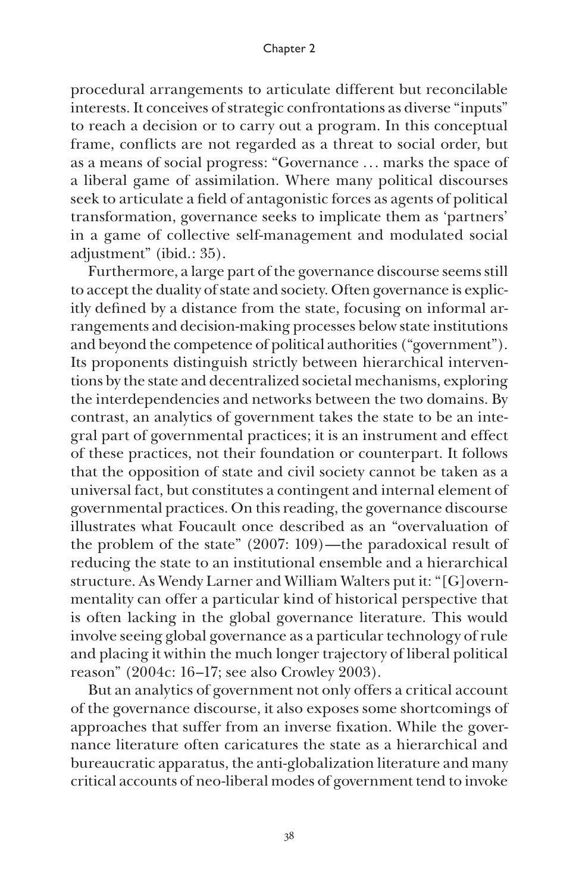procedural arrangements to articulate different but reconcilable interests. It conceives of strategic confrontations as diverse "inputs" to reach a decision or to carry out a program. In this conceptual frame, conflicts are not regarded as a threat to social order, but as a means of social progress: "Governance … marks the space of a liberal game of assimilation. Where many political discourses seek to articulate a field of antagonistic forces as agents of political transformation, governance seeks to implicate them as 'partners' in a game of collective self-management and modulated social adjustment" (ibid.: 35).

Furthermore, a large part of the governance discourse seems still to accept the duality of state and society. Often governance is explicitly defined by a distance from the state, focusing on informal arrangements and decision-making processes below state institutions and beyond the competence of political authorities ("government"). Its proponents distinguish strictly between hierarchical interventions by the state and decentralized societal mechanisms, exploring the interdependencies and networks between the two domains. By contrast, an analytics of government takes the state to be an integral part of governmental practices; it is an instrument and effect of these practices, not their foundation or counterpart. It follows that the opposition of state and civil society cannot be taken as a universal fact, but constitutes a contingent and internal element of governmental practices. On this reading, the governance discourse illustrates what Foucault once described as an "overvaluation of the problem of the state" (2007: 109)—the paradoxical result of reducing the state to an institutional ensemble and a hierarchical structure. As Wendy Larner and William Walters put it: "[G]overnmentality can offer a particular kind of historical perspective that is often lacking in the global governance literature. This would involve seeing global governance as a particular technology of rule and placing it within the much longer trajectory of liberal political reason" (2004c: 16–17; see also Crowley 2003).

But an analytics of government not only offers a critical account of the governance discourse, it also exposes some shortcomings of approaches that suffer from an inverse fixation. While the governance literature often caricatures the state as a hierarchical and bureaucratic apparatus, the anti-globalization literature and many critical accounts of neo-liberal modes of government tend to invoke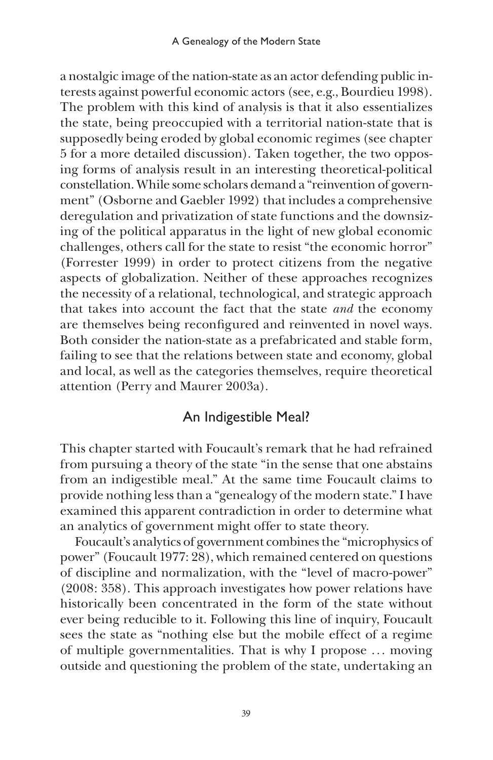a nostalgic image of the nation-state as an actor defending public interests against powerful economic actors (see, e.g., Bourdieu 1998). The problem with this kind of analysis is that it also essentializes the state, being preoccupied with a territorial nation-state that is supposedly being eroded by global economic regimes (see chapter 5 for a more detailed discussion). Taken together, the two opposing forms of analysis result in an interesting theoretical-political constellation. While some scholars demand a "reinvention of government" (Osborne and Gaebler 1992) that includes a comprehensive deregulation and privatization of state functions and the downsizing of the political apparatus in the light of new global economic challenges, others call for the state to resist "the economic horror" (Forrester 1999) in order to protect citizens from the negative aspects of globalization. Neither of these approaches recognizes the necessity of a relational, technological, and strategic approach that takes into account the fact that the state *and* the economy are themselves being reconfigured and reinvented in novel ways. Both consider the nation-state as a prefabricated and stable form, failing to see that the relations between state and economy, global and local, as well as the categories themselves, require theoretical attention (Perry and Maurer 2003a).

## An Indigestible Meal?

This chapter started with Foucault's remark that he had refrained from pursuing a theory of the state "in the sense that one abstains from an indigestible meal." At the same time Foucault claims to provide nothing less than a "genealogy of the modern state." I have examined this apparent contradiction in order to determine what an analytics of government might offer to state theory.

Foucault's analytics of government combines the "microphysics of power" (Foucault 1977: 28), which remained centered on questions of discipline and normalization, with the "level of macro-power" (2008: 358). This approach investigates how power relations have historically been concentrated in the form of the state without ever being reducible to it. Following this line of inquiry, Foucault sees the state as "nothing else but the mobile effect of a regime of multiple governmentalities. That is why I propose … moving outside and questioning the problem of the state, undertaking an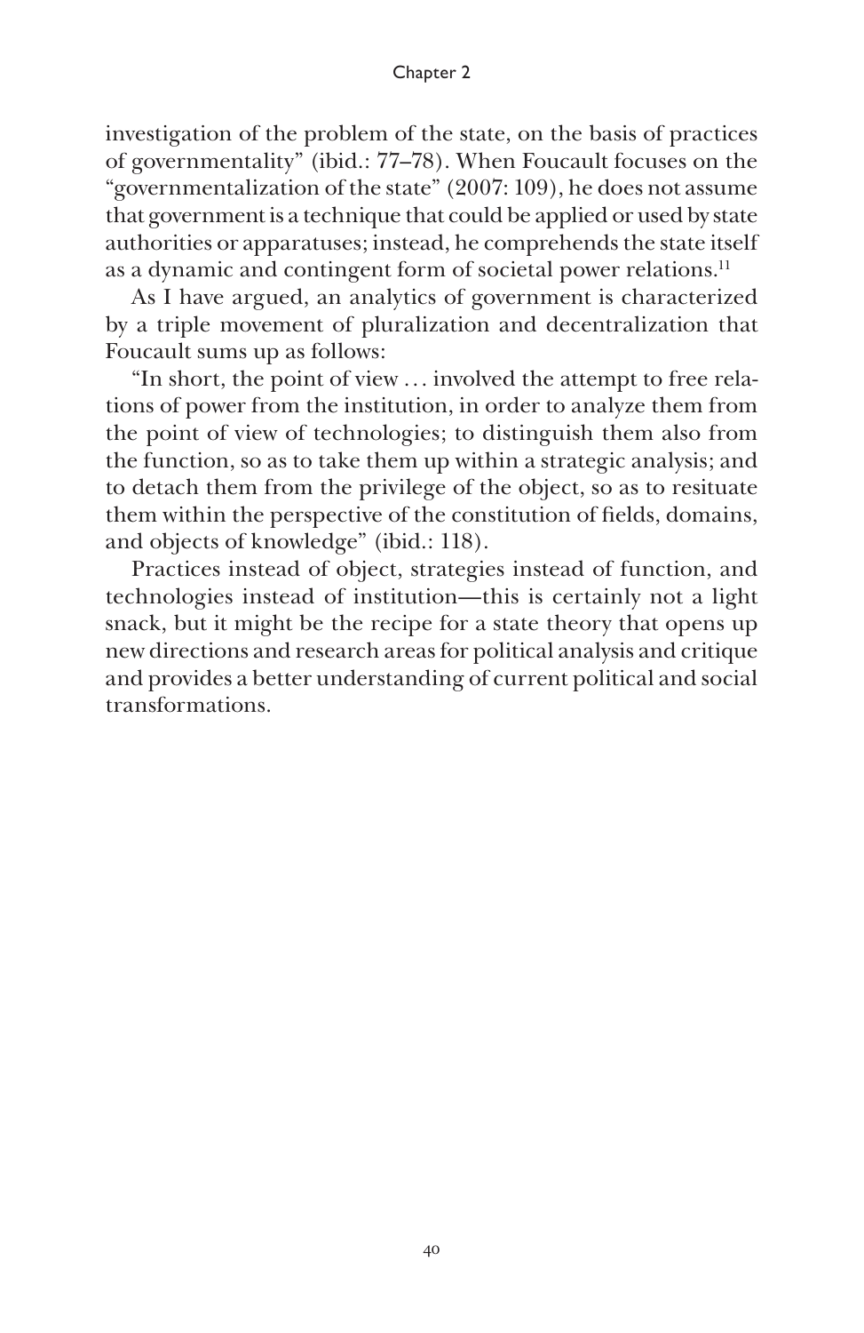investigation of the problem of the state, on the basis of practices of governmentality" (ibid.: 77–78). When Foucault focuses on the "governmentalization of the state" (2007: 109), he does not assume that government is a technique that could be applied or used by state authorities or apparatuses; instead, he comprehends the state itself as a dynamic and contingent form of societal power relations.[11]

As I have argued, an analytics of government is characterized by a triple movement of pluralization and decentralization that Foucault sums up as follows:

"In short, the point of view . . . involved the attempt to free relations of power from the institution, in order to analyze them from the point of view of technologies; to distinguish them also from the function, so as to take them up within a strategic analysis; and to detach them from the privilege of the object, so as to resituate them within the perspective of the constitution of fields, domains, and objects of knowledge" (ibid.: 118).

Practices instead of object, strategies instead of function, and technologies instead of institution—this is certainly not a light snack, but it might be the recipe for a state theory that opens up new directions and research areas for political analysis and critique and provides a better understanding of current political and social transformations.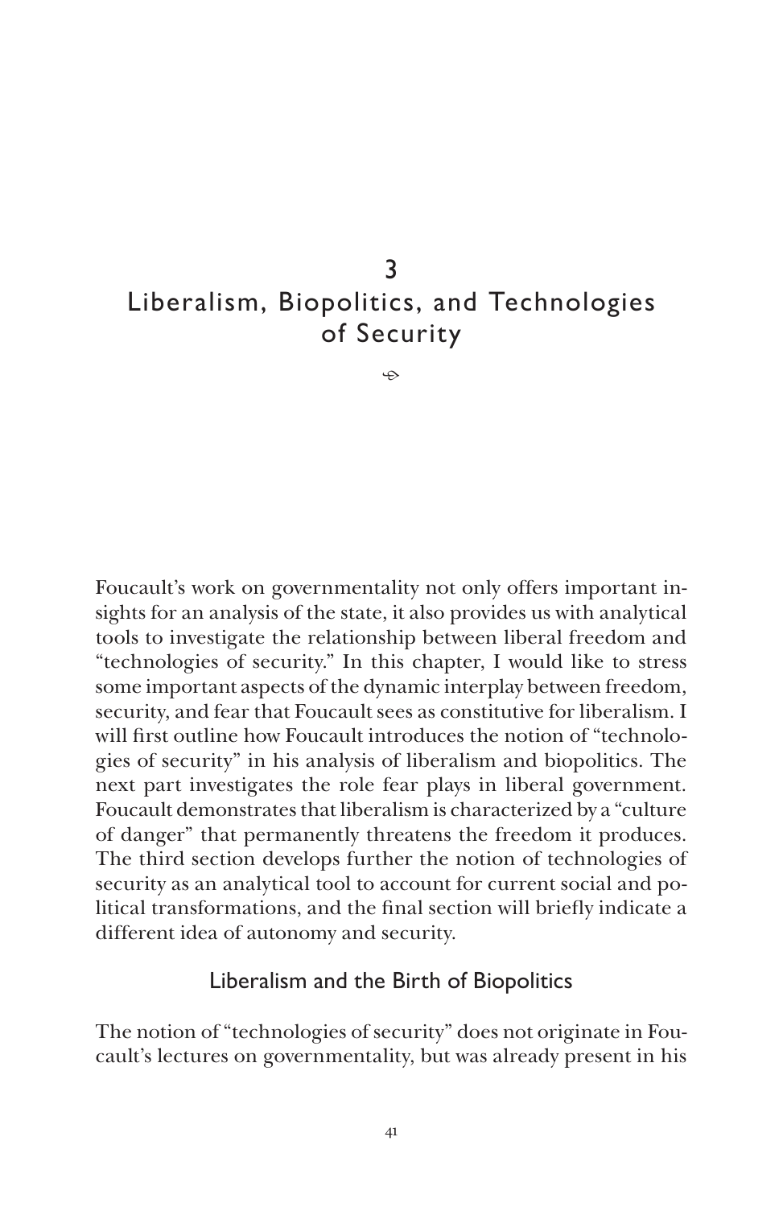# 3
# Liberalism, Biopolitics, and Technologies of Security

Foucault's work on governmentality not only offers important insights for an analysis of the state, it also provides us with analytical tools to investigate the relationship between liberal freedom and "technologies of security." In this chapter, I would like to stress some important aspects of the dynamic interplay between freedom, security, and fear that Foucault sees as constitutive for liberalism. I will first outline how Foucault introduces the notion of "technologies of security" in his analysis of liberalism and biopolitics. The next part investigates the role fear plays in liberal government. Foucault demonstrates that liberalism is characterized by a "culture of danger" that permanently threatens the freedom it produces. The third section develops further the notion of technologies of security as an analytical tool to account for current social and political transformations, and the final section will briefly indicate a different idea of autonomy and security.

## Liberalism and the Birth of Biopolitics

The notion of "technologies of security" does not originate in Foucault's lectures on governmentality, but was already present in his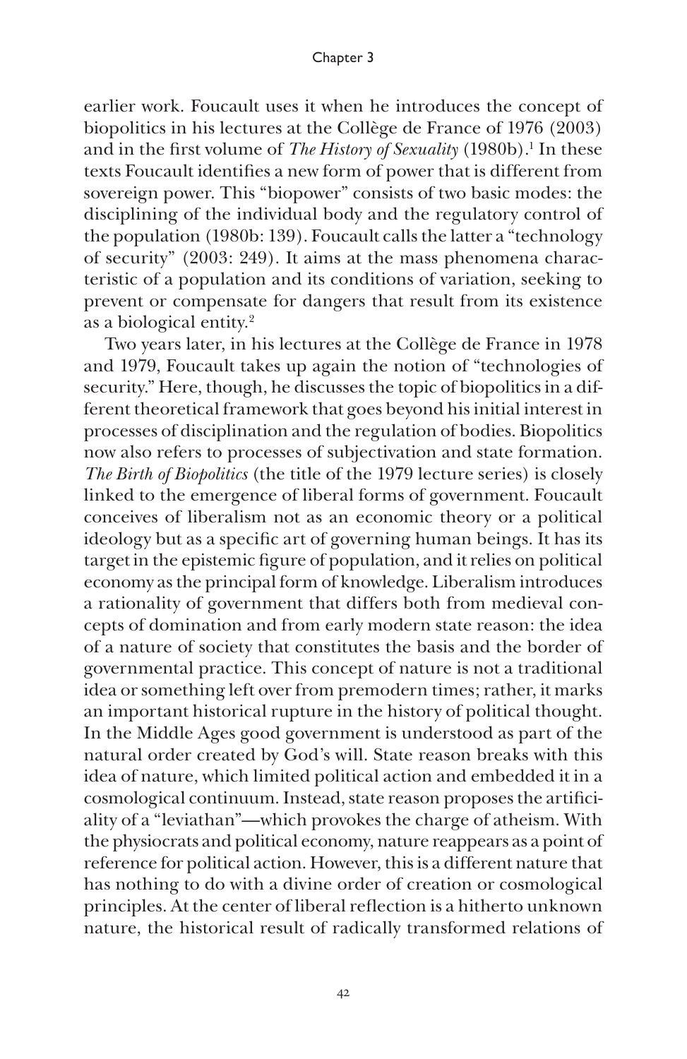earlier work. Foucault uses it when he introduces the concept of biopolitics in his lectures at the Collège de France of 1976 (2003) and in the first volume of *The History of Sexuality* (1980b).[1] In these texts Foucault identifies a new form of power that is different from sovereign power. This "biopower" consists of two basic modes: the disciplining of the individual body and the regulatory control of the population (1980b: 139). Foucault calls the latter a "technology of security" (2003: 249). It aims at the mass phenomena characteristic of a population and its conditions of variation, seeking to prevent or compensate for dangers that result from its existence as a biological entity.[2]

Two years later, in his lectures at the Collège de France in 1978 and 1979, Foucault takes up again the notion of "technologies of security." Here, though, he discusses the topic of biopolitics in a different theoretical framework that goes beyond his initial interest in processes of disciplination and the regulation of bodies. Biopolitics now also refers to processes of subjectivation and state formation. *The Birth of Biopolitics* (the title of the 1979 lecture series) is closely linked to the emergence of liberal forms of government. Foucault conceives of liberalism not as an economic theory or a political ideology but as a specific art of governing human beings. It has its target in the epistemic figure of population, and it relies on political economy as the principal form of knowledge. Liberalism introduces a rationality of government that differs both from medieval concepts of domination and from early modern state reason: the idea of a nature of society that constitutes the basis and the border of governmental practice. This concept of nature is not a traditional idea or something left over from premodern times; rather, it marks an important historical rupture in the history of political thought. In the Middle Ages good government is understood as part of the natural order created by God's will. State reason breaks with this idea of nature, which limited political action and embedded it in a cosmological continuum. Instead, state reason proposes the artificiality of a "leviathan"—which provokes the charge of atheism. With the physiocrats and political economy, nature reappears as a point of reference for political action. However, this is a different nature that has nothing to do with a divine order of creation or cosmological principles. At the center of liberal reflection is a hitherto unknown nature, the historical result of radically transformed relations of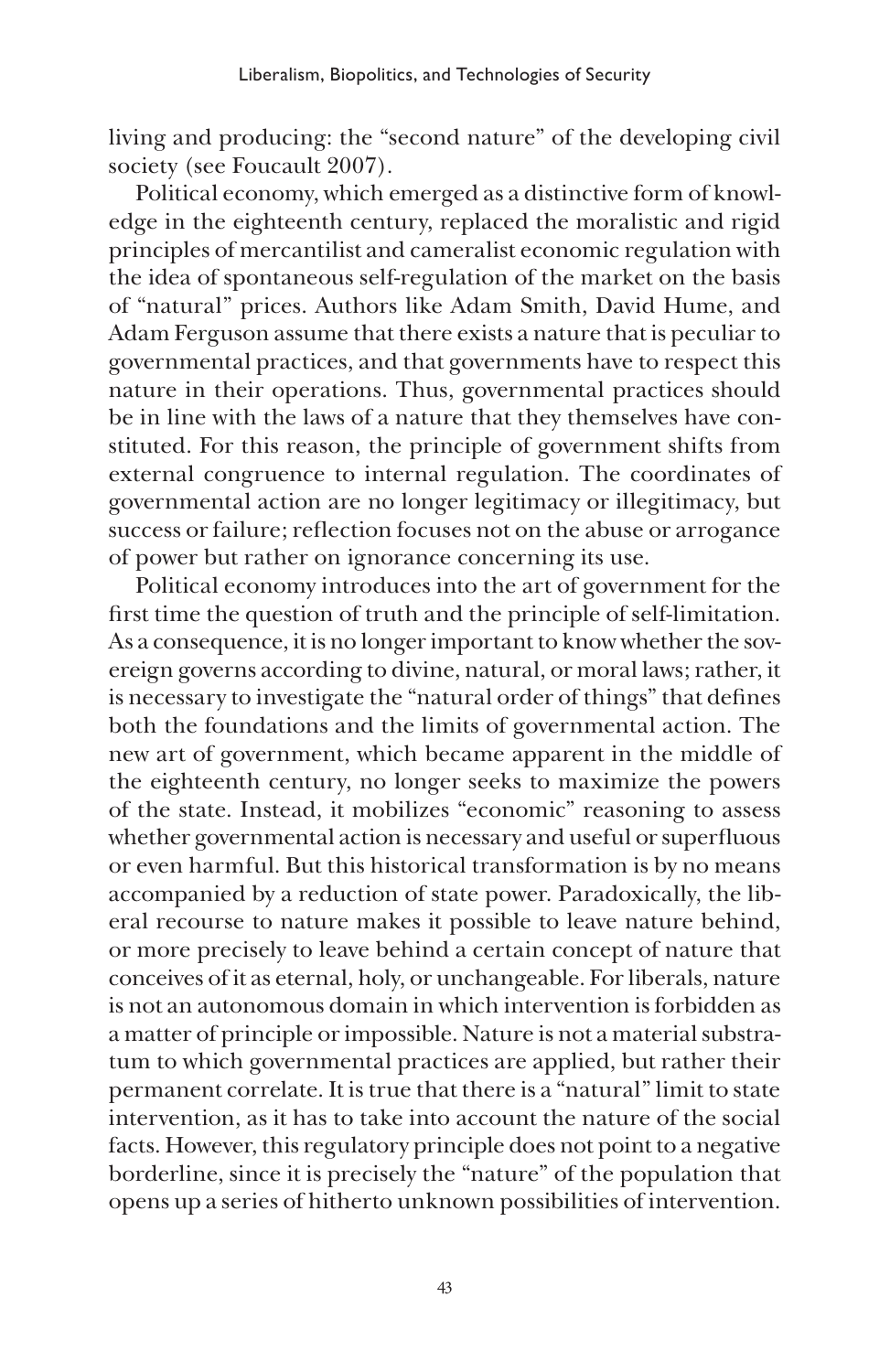living and producing: the "second nature" of the developing civil society (see Foucault 2007).

Political economy, which emerged as a distinctive form of knowledge in the eighteenth century, replaced the moralistic and rigid principles of mercantilist and cameralist economic regulation with the idea of spontaneous self-regulation of the market on the basis of "natural" prices. Authors like Adam Smith, David Hume, and Adam Ferguson assume that there exists a nature that is peculiar to governmental practices, and that governments have to respect this nature in their operations. Thus, governmental practices should be in line with the laws of a nature that they themselves have constituted. For this reason, the principle of government shifts from external congruence to internal regulation. The coordinates of governmental action are no longer legitimacy or illegitimacy, but success or failure; reflection focuses not on the abuse or arrogance of power but rather on ignorance concerning its use.

Political economy introduces into the art of government for the first time the question of truth and the principle of self-limitation. As a consequence, it is no longer important to know whether the sovereign governs according to divine, natural, or moral laws; rather, it is necessary to investigate the "natural order of things" that defines both the foundations and the limits of governmental action. The new art of government, which became apparent in the middle of the eighteenth century, no longer seeks to maximize the powers of the state. Instead, it mobilizes "economic" reasoning to assess whether governmental action is necessary and useful or superfluous or even harmful. But this historical transformation is by no means accompanied by a reduction of state power. Paradoxically, the liberal recourse to nature makes it possible to leave nature behind, or more precisely to leave behind a certain concept of nature that conceives of it as eternal, holy, or unchangeable. For liberals, nature is not an autonomous domain in which intervention is forbidden as a matter of principle or impossible. Nature is not a material substratum to which governmental practices are applied, but rather their permanent correlate. It is true that there is a "natural" limit to state intervention, as it has to take into account the nature of the social facts. However, this regulatory principle does not point to a negative borderline, since it is precisely the "nature" of the population that opens up a series of hitherto unknown possibilities of intervention.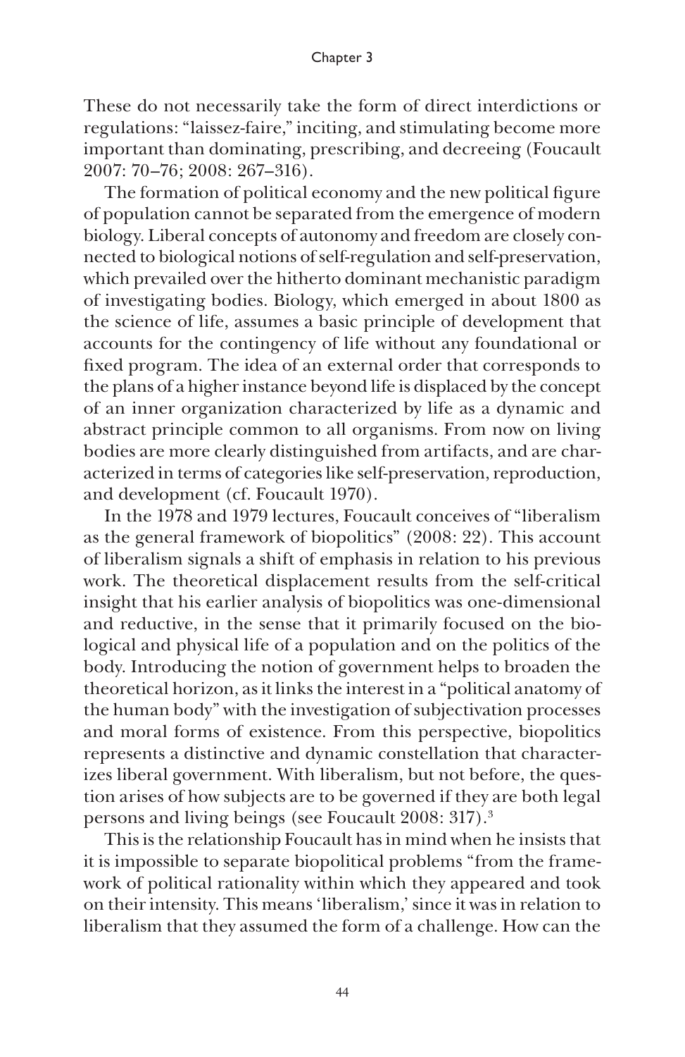These do not necessarily take the form of direct interdictions or regulations: "laissez-faire," inciting, and stimulating become more important than dominating, prescribing, and decreeing (Foucault 2007: 70–76; 2008: 267–316).

The formation of political economy and the new political figure of population cannot be separated from the emergence of modern biology. Liberal concepts of autonomy and freedom are closely connected to biological notions of self-regulation and self-preservation, which prevailed over the hitherto dominant mechanistic paradigm of investigating bodies. Biology, which emerged in about 1800 as the science of life, assumes a basic principle of development that accounts for the contingency of life without any foundational or fixed program. The idea of an external order that corresponds to the plans of a higher instance beyond life is displaced by the concept of an inner organization characterized by life as a dynamic and abstract principle common to all organisms. From now on living bodies are more clearly distinguished from artifacts, and are characterized in terms of categories like self-preservation, reproduction, and development (cf. Foucault 1970).

In the 1978 and 1979 lectures, Foucault conceives of "liberalism as the general framework of biopolitics" (2008: 22). This account of liberalism signals a shift of emphasis in relation to his previous work. The theoretical displacement results from the self-critical insight that his earlier analysis of biopolitics was one-dimensional and reductive, in the sense that it primarily focused on the biological and physical life of a population and on the politics of the body. Introducing the notion of government helps to broaden the theoretical horizon, as it links the interest in a "political anatomy of the human body" with the investigation of subjectivation processes and moral forms of existence. From this perspective, biopolitics represents a distinctive and dynamic constellation that characterizes liberal government. With liberalism, but not before, the question arises of how subjects are to be governed if they are both legal persons and living beings (see Foucault 2008: 317).[3]

This is the relationship Foucault has in mind when he insists that it is impossible to separate biopolitical problems "from the framework of political rationality within which they appeared and took on their intensity. This means 'liberalism,' since it was in relation to liberalism that they assumed the form of a challenge. How can the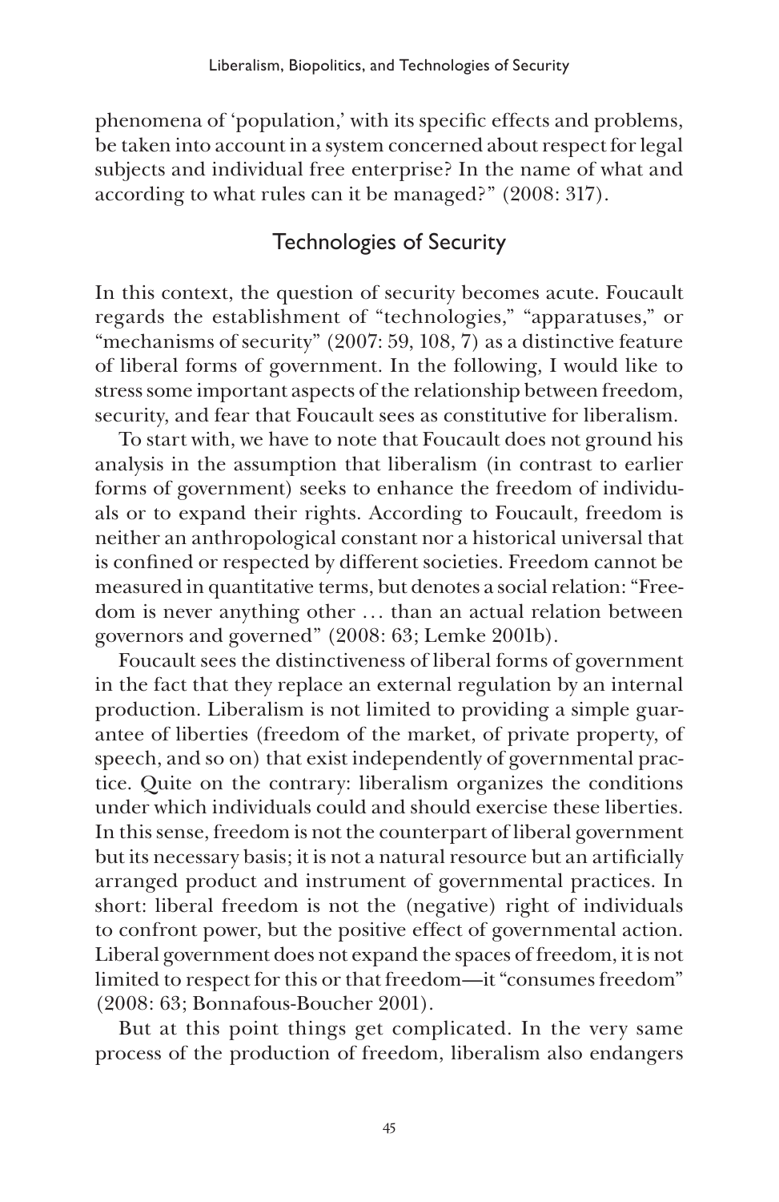phenomena of 'population,' with its specific effects and problems, be taken into account in a system concerned about respect for legal subjects and individual free enterprise? In the name of what and according to what rules can it be managed?" (2008: 317).

## Technologies of Security

In this context, the question of security becomes acute. Foucault regards the establishment of "technologies," "apparatuses," or "mechanisms of security" (2007: 59, 108, 7) as a distinctive feature of liberal forms of government. In the following, I would like to stress some important aspects of the relationship between freedom, security, and fear that Foucault sees as constitutive for liberalism.

To start with, we have to note that Foucault does not ground his analysis in the assumption that liberalism (in contrast to earlier forms of government) seeks to enhance the freedom of individuals or to expand their rights. According to Foucault, freedom is neither an anthropological constant nor a historical universal that is confined or respected by different societies. Freedom cannot be measured in quantitative terms, but denotes a social relation: "Freedom is never anything other … than an actual relation between governors and governed" (2008: 63; Lemke 2001b).

Foucault sees the distinctiveness of liberal forms of government in the fact that they replace an external regulation by an internal production. Liberalism is not limited to providing a simple guarantee of liberties (freedom of the market, of private property, of speech, and so on) that exist independently of governmental practice. Quite on the contrary: liberalism organizes the conditions under which individuals could and should exercise these liberties. In this sense, freedom is not the counterpart of liberal government but its necessary basis; it is not a natural resource but an artificially arranged product and instrument of governmental practices. In short: liberal freedom is not the (negative) right of individuals to confront power, but the positive effect of governmental action. Liberal government does not expand the spaces of freedom, it is not limited to respect for this or that freedom—it "consumes freedom" (2008: 63; Bonnafous-Boucher 2001).

But at this point things get complicated. In the very same process of the production of freedom, liberalism also endangers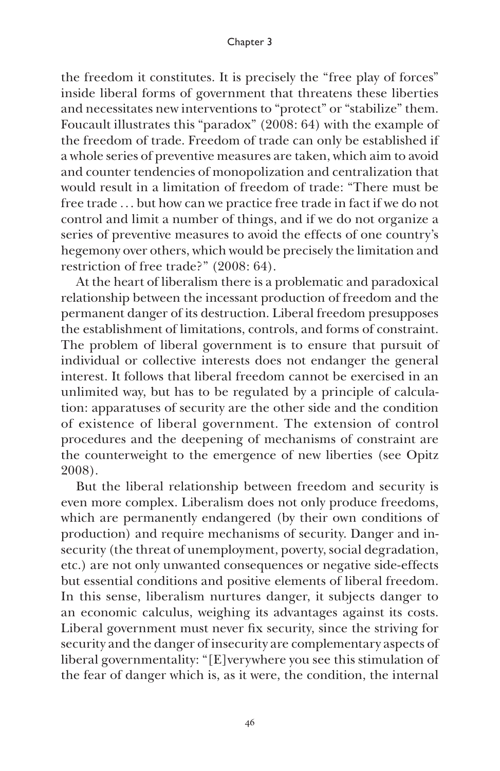the freedom it constitutes. It is precisely the "free play of forces" inside liberal forms of government that threatens these liberties and necessitates new interventions to "protect" or "stabilize" them. Foucault illustrates this "paradox" (2008: 64) with the example of the freedom of trade. Freedom of trade can only be established if a whole series of preventive measures are taken, which aim to avoid and counter tendencies of monopolization and centralization that would result in a limitation of freedom of trade: "There must be free trade . . . but how can we practice free trade in fact if we do not control and limit a number of things, and if we do not organize a series of preventive measures to avoid the effects of one country's hegemony over others, which would be precisely the limitation and restriction of free trade?" (2008: 64).

At the heart of liberalism there is a problematic and paradoxical relationship between the incessant production of freedom and the permanent danger of its destruction. Liberal freedom presupposes the establishment of limitations, controls, and forms of constraint. The problem of liberal government is to ensure that pursuit of individual or collective interests does not endanger the general interest. It follows that liberal freedom cannot be exercised in an unlimited way, but has to be regulated by a principle of calculation: apparatuses of security are the other side and the condition of existence of liberal government. The extension of control procedures and the deepening of mechanisms of constraint are the counterweight to the emergence of new liberties (see Opitz 2008).

But the liberal relationship between freedom and security is even more complex. Liberalism does not only produce freedoms, which are permanently endangered (by their own conditions of production) and require mechanisms of security. Danger and insecurity (the threat of unemployment, poverty, social degradation, etc.) are not only unwanted consequences or negative side-effects but essential conditions and positive elements of liberal freedom. In this sense, liberalism nurtures danger, it subjects danger to an economic calculus, weighing its advantages against its costs. Liberal government must never fix security, since the striving for security and the danger of insecurity are complementary aspects of liberal governmentality: "[E]verywhere you see this stimulation of the fear of danger which is, as it were, the condition, the internal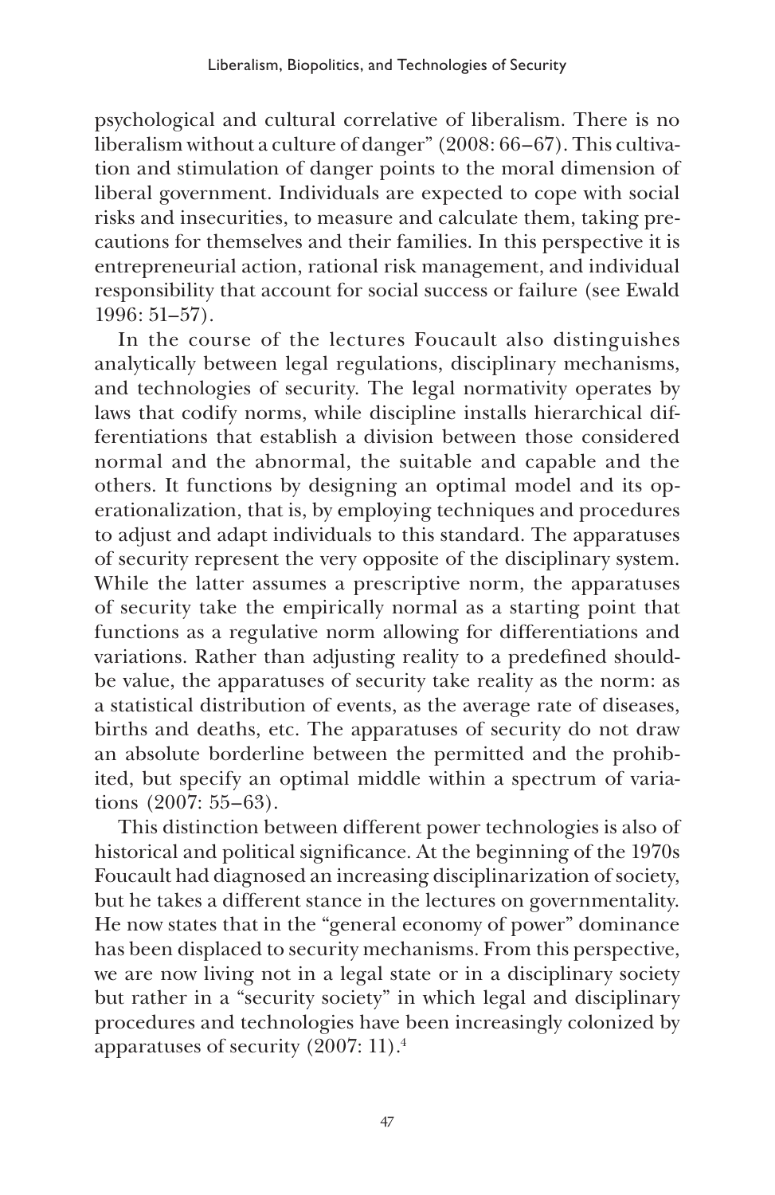psychological and cultural correlative of liberalism. There is no liberalism without a culture of danger" (2008: 66–67). This cultivation and stimulation of danger points to the moral dimension of liberal government. Individuals are expected to cope with social risks and insecurities, to measure and calculate them, taking precautions for themselves and their families. In this perspective it is entrepreneurial action, rational risk management, and individual responsibility that account for social success or failure (see Ewald 1996: 51–57).

In the course of the lectures Foucault also distinguishes analytically between legal regulations, disciplinary mechanisms, and technologies of security. The legal normativity operates by laws that codify norms, while discipline installs hierarchical differentiations that establish a division between those considered normal and the abnormal, the suitable and capable and the others. It functions by designing an optimal model and its operationalization, that is, by employing techniques and procedures to adjust and adapt individuals to this standard. The apparatuses of security represent the very opposite of the disciplinary system. While the latter assumes a prescriptive norm, the apparatuses of security take the empirically normal as a starting point that functions as a regulative norm allowing for differentiations and variations. Rather than adjusting reality to a predefined should-be value, the apparatuses of security take reality as the norm: as a statistical distribution of events, as the average rate of diseases, births and deaths, etc. The apparatuses of security do not draw an absolute borderline between the permitted and the prohibited, but specify an optimal middle within a spectrum of variations (2007: 55–63).

This distinction between different power technologies is also of historical and political significance. At the beginning of the 1970s Foucault had diagnosed an increasing disciplinarization of society, but he takes a different stance in the lectures on governmentality. He now states that in the "general economy of power" dominance has been displaced to security mechanisms. From this perspective, we are now living not in a legal state or in a disciplinary society but rather in a "security society" in which legal and disciplinary procedures and technologies have been increasingly colonized by apparatuses of security (2007: 11).[4]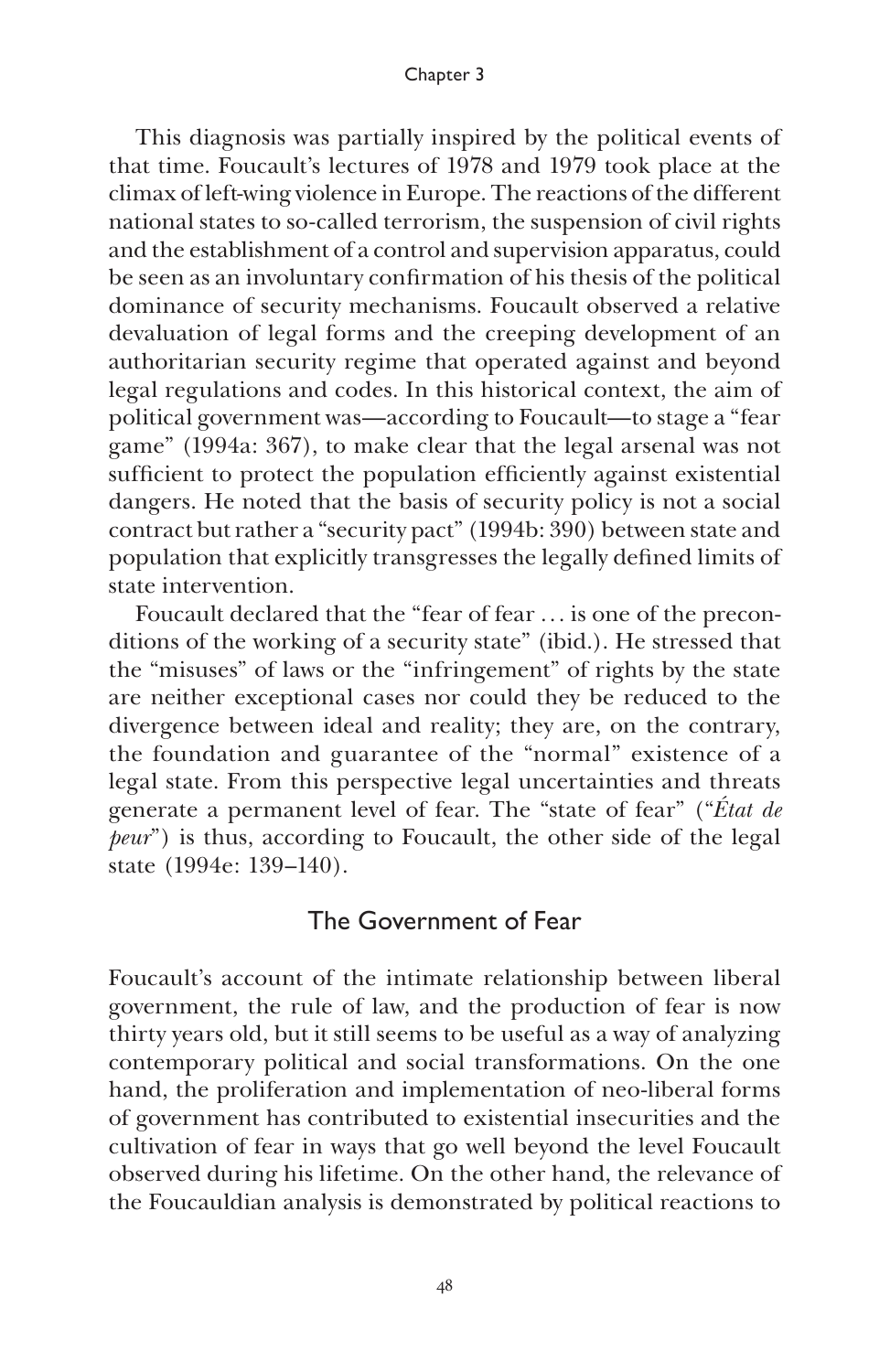This diagnosis was partially inspired by the political events of that time. Foucault's lectures of 1978 and 1979 took place at the climax of left-wing violence in Europe. The reactions of the different national states to so-called terrorism, the suspension of civil rights and the establishment of a control and supervision apparatus, could be seen as an involuntary confirmation of his thesis of the political dominance of security mechanisms. Foucault observed a relative devaluation of legal forms and the creeping development of an authoritarian security regime that operated against and beyond legal regulations and codes. In this historical context, the aim of political government was—according to Foucault—to stage a "fear game" (1994a: 367), to make clear that the legal arsenal was not sufficient to protect the population efficiently against existential dangers. He noted that the basis of security policy is not a social contract but rather a "security pact" (1994b: 390) between state and population that explicitly transgresses the legally defined limits of state intervention.

Foucault declared that the "fear of fear … is one of the preconditions of the working of a security state" (ibid.). He stressed that the "misuses" of laws or the "infringement" of rights by the state are neither exceptional cases nor could they be reduced to the divergence between ideal and reality; they are, on the contrary, the foundation and guarantee of the "normal" existence of a legal state. From this perspective legal uncertainties and threats generate a permanent level of fear. The "state of fear" ("*État de peur*") is thus, according to Foucault, the other side of the legal state (1994e: 139–140).

## The Government of Fear

Foucault's account of the intimate relationship between liberal government, the rule of law, and the production of fear is now thirty years old, but it still seems to be useful as a way of analyzing contemporary political and social transformations. On the one hand, the proliferation and implementation of neo-liberal forms of government has contributed to existential insecurities and the cultivation of fear in ways that go well beyond the level Foucault observed during his lifetime. On the other hand, the relevance of the Foucauldian analysis is demonstrated by political reactions to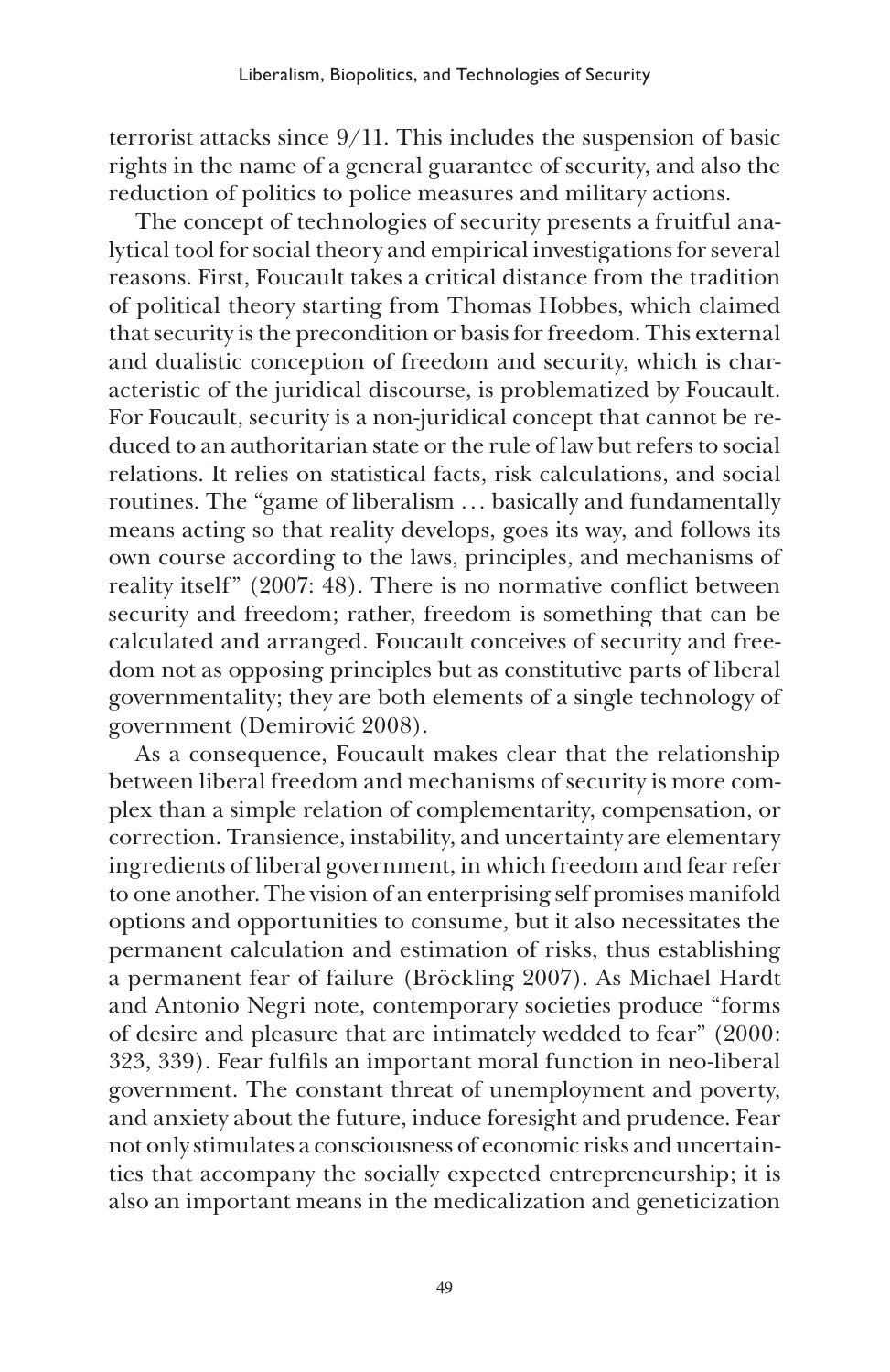terrorist attacks since 9/11. This includes the suspension of basic rights in the name of a general guarantee of security, and also the reduction of politics to police measures and military actions.

The concept of technologies of security presents a fruitful analytical tool for social theory and empirical investigations for several reasons. First, Foucault takes a critical distance from the tradition of political theory starting from Thomas Hobbes, which claimed that security is the precondition or basis for freedom. This external and dualistic conception of freedom and security, which is characteristic of the juridical discourse, is problematized by Foucault. For Foucault, security is a non-juridical concept that cannot be reduced to an authoritarian state or the rule of law but refers to social relations. It relies on statistical facts, risk calculations, and social routines. The "game of liberalism … basically and fundamentally means acting so that reality develops, goes its way, and follows its own course according to the laws, principles, and mechanisms of reality itself" (2007: 48). There is no normative conflict between security and freedom; rather, freedom is something that can be calculated and arranged. Foucault conceives of security and freedom not as opposing principles but as constitutive parts of liberal governmentality; they are both elements of a single technology of government (Demirović 2008).

As a consequence, Foucault makes clear that the relationship between liberal freedom and mechanisms of security is more complex than a simple relation of complementarity, compensation, or correction. Transience, instability, and uncertainty are elementary ingredients of liberal government, in which freedom and fear refer to one another. The vision of an enterprising self promises manifold options and opportunities to consume, but it also necessitates the permanent calculation and estimation of risks, thus establishing a permanent fear of failure (Bröckling 2007). As Michael Hardt and Antonio Negri note, contemporary societies produce "forms of desire and pleasure that are intimately wedded to fear" (2000: 323, 339). Fear fulfils an important moral function in neo-liberal government. The constant threat of unemployment and poverty, and anxiety about the future, induce foresight and prudence. Fear not only stimulates a consciousness of economic risks and uncertainties that accompany the socially expected entrepreneurship; it is also an important means in the medicalization and geneticization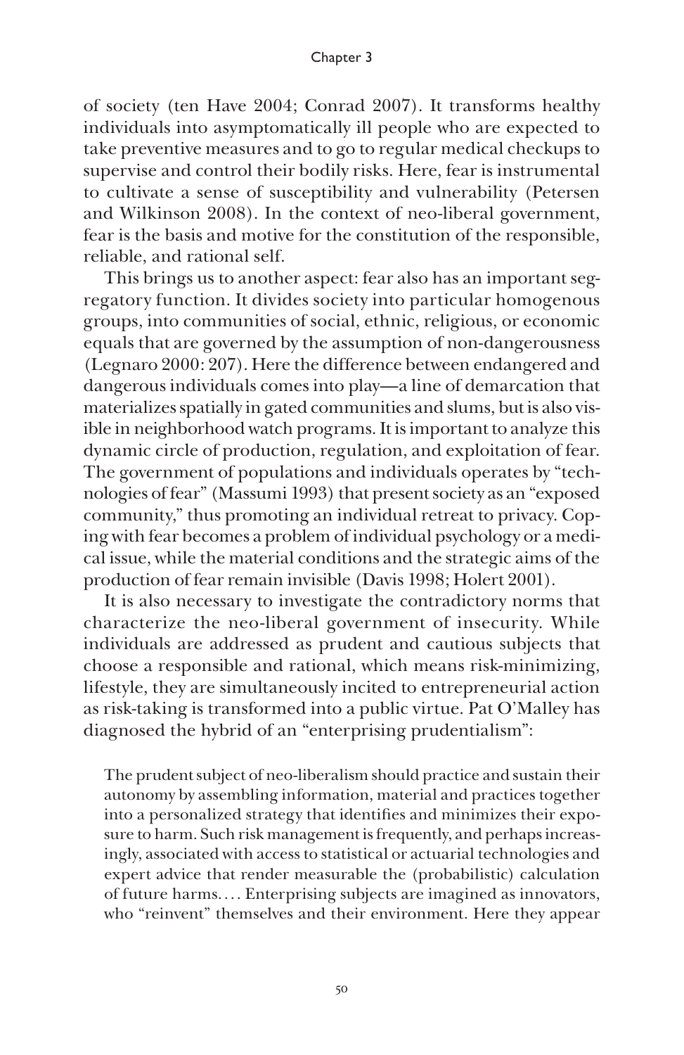of society (ten Have 2004; Conrad 2007). It transforms healthy individuals into asymptomatically ill people who are expected to take preventive measures and to go to regular medical checkups to supervise and control their bodily risks. Here, fear is instrumental to cultivate a sense of susceptibility and vulnerability (Petersen and Wilkinson 2008). In the context of neo-liberal government, fear is the basis and motive for the constitution of the responsible, reliable, and rational self.

This brings us to another aspect: fear also has an important segregatory function. It divides society into particular homogenous groups, into communities of social, ethnic, religious, or economic equals that are governed by the assumption of non-dangerousness (Legnaro 2000: 207). Here the difference between endangered and dangerous individuals comes into play—a line of demarcation that materializes spatially in gated communities and slums, but is also visible in neighborhood watch programs. It is important to analyze this dynamic circle of production, regulation, and exploitation of fear. The government of populations and individuals operates by "technologies of fear" (Massumi 1993) that present society as an "exposed community," thus promoting an individual retreat to privacy. Coping with fear becomes a problem of individual psychology or a medical issue, while the material conditions and the strategic aims of the production of fear remain invisible (Davis 1998; Holert 2001).

It is also necessary to investigate the contradictory norms that characterize the neo-liberal government of insecurity. While individuals are addressed as prudent and cautious subjects that choose a responsible and rational, which means risk-minimizing, lifestyle, they are simultaneously incited to entrepreneurial action as risk-taking is transformed into a public virtue. Pat O'Malley has diagnosed the hybrid of an "enterprising prudentialism":

> The prudent subject of neo-liberalism should practice and sustain their autonomy by assembling information, material and practices together into a personalized strategy that identifies and minimizes their exposure to harm. Such risk management is frequently, and perhaps increasingly, associated with access to statistical or actuarial technologies and expert advice that render measurable the (probabilistic) calculation of future harms. . . . Enterprising subjects are imagined as innovators, who "reinvent" themselves and their environment. Here they appear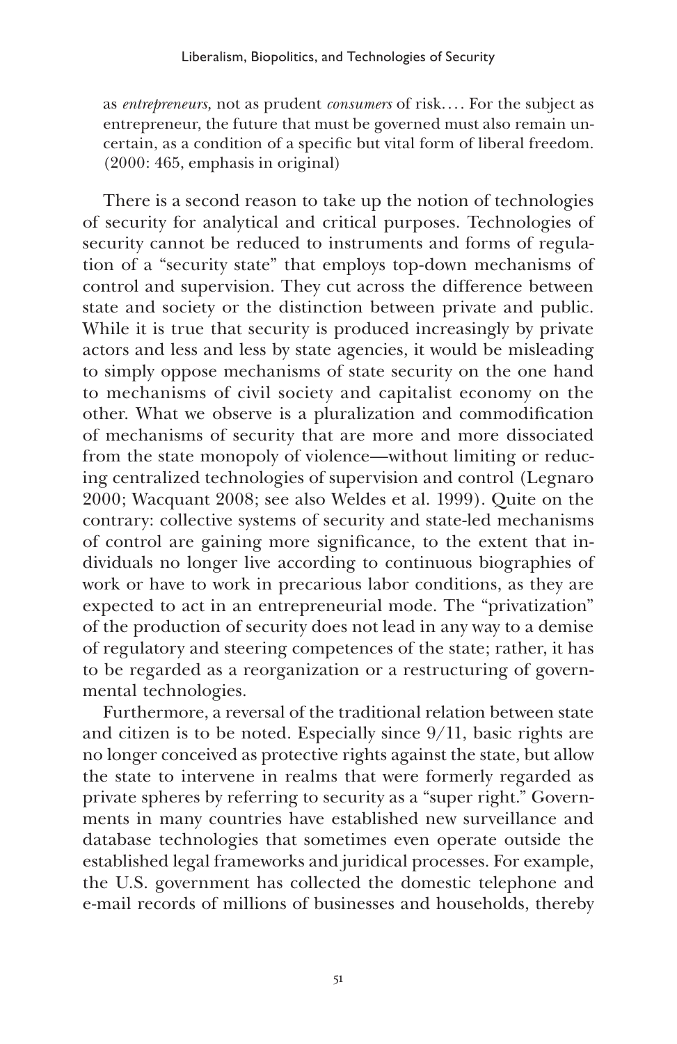as *entrepreneurs,* not as prudent *consumers* of risk. . . . For the subject as entrepreneur, the future that must be governed must also remain uncertain, as a condition of a specific but vital form of liberal freedom. (2000: 465, emphasis in original)

There is a second reason to take up the notion of technologies of security for analytical and critical purposes. Technologies of security cannot be reduced to instruments and forms of regulation of a "security state" that employs top-down mechanisms of control and supervision. They cut across the difference between state and society or the distinction between private and public. While it is true that security is produced increasingly by private actors and less and less by state agencies, it would be misleading to simply oppose mechanisms of state security on the one hand to mechanisms of civil society and capitalist economy on the other. What we observe is a pluralization and commodification of mechanisms of security that are more and more dissociated from the state monopoly of violence—without limiting or reducing centralized technologies of supervision and control (Legnaro 2000; Wacquant 2008; see also Weldes et al. 1999). Quite on the contrary: collective systems of security and state-led mechanisms of control are gaining more significance, to the extent that individuals no longer live according to continuous biographies of work or have to work in precarious labor conditions, as they are expected to act in an entrepreneurial mode. The "privatization" of the production of security does not lead in any way to a demise of regulatory and steering competences of the state; rather, it has to be regarded as a reorganization or a restructuring of governmental technologies.

Furthermore, a reversal of the traditional relation between state and citizen is to be noted. Especially since 9/11, basic rights are no longer conceived as protective rights against the state, but allow the state to intervene in realms that were formerly regarded as private spheres by referring to security as a "super right." Governments in many countries have established new surveillance and database technologies that sometimes even operate outside the established legal frameworks and juridical processes. For example, the U.S. government has collected the domestic telephone and e-mail records of millions of businesses and households, thereby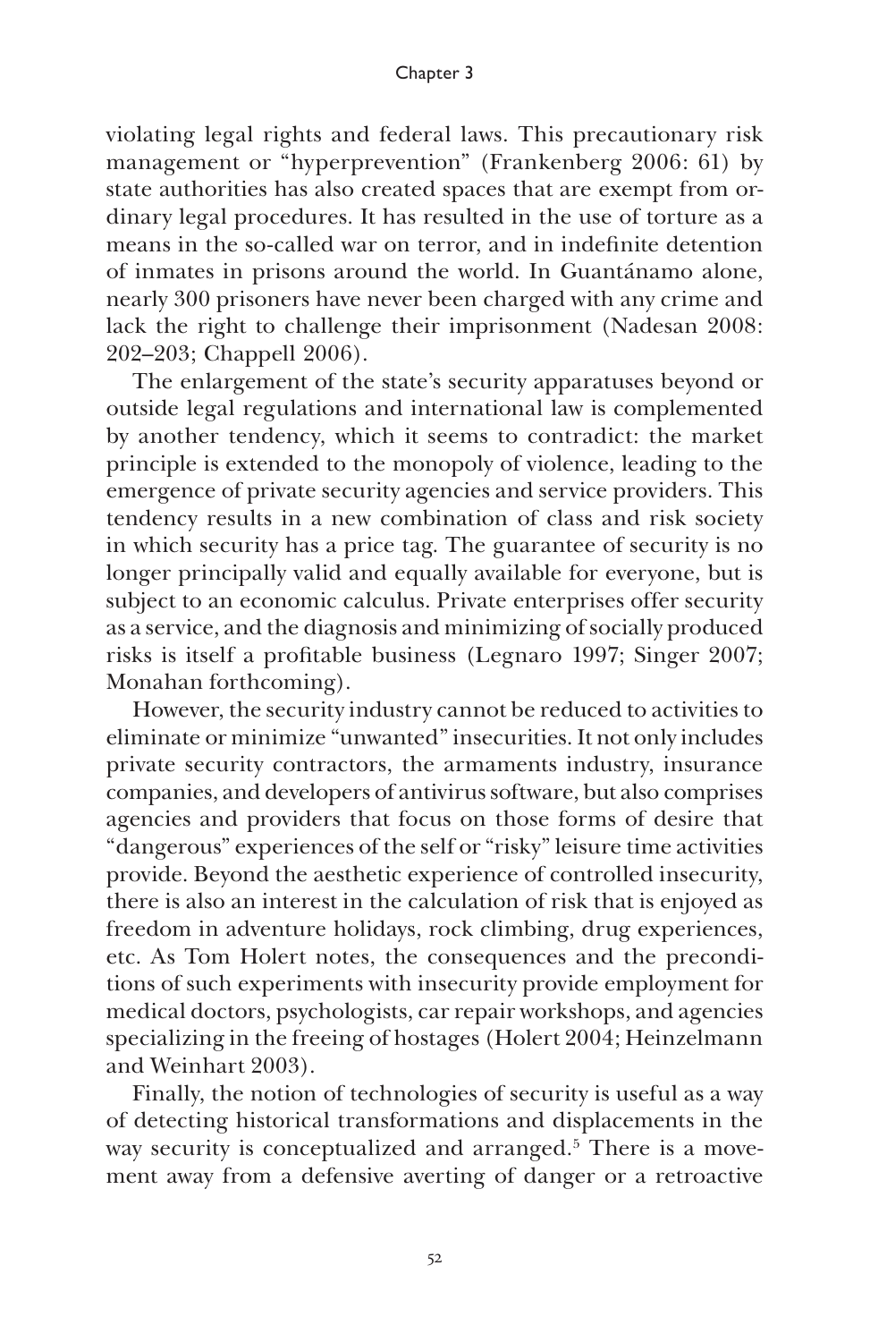violating legal rights and federal laws. This precautionary risk management or "hyperprevention" (Frankenberg 2006: 61) by state authorities has also created spaces that are exempt from ordinary legal procedures. It has resulted in the use of torture as a means in the so-called war on terror, and in indefinite detention of inmates in prisons around the world. In Guantánamo alone, nearly 300 prisoners have never been charged with any crime and lack the right to challenge their imprisonment (Nadesan 2008: 202–203; Chappell 2006).

The enlargement of the state's security apparatuses beyond or outside legal regulations and international law is complemented by another tendency, which it seems to contradict: the market principle is extended to the monopoly of violence, leading to the emergence of private security agencies and service providers. This tendency results in a new combination of class and risk society in which security has a price tag. The guarantee of security is no longer principally valid and equally available for everyone, but is subject to an economic calculus. Private enterprises offer security as a service, and the diagnosis and minimizing of socially produced risks is itself a profitable business (Legnaro 1997; Singer 2007; Monahan forthcoming).

However, the security industry cannot be reduced to activities to eliminate or minimize "unwanted" insecurities. It not only includes private security contractors, the armaments industry, insurance companies, and developers of antivirus software, but also comprises agencies and providers that focus on those forms of desire that "dangerous" experiences of the self or "risky" leisure time activities provide. Beyond the aesthetic experience of controlled insecurity, there is also an interest in the calculation of risk that is enjoyed as freedom in adventure holidays, rock climbing, drug experiences, etc. As Tom Holert notes, the consequences and the preconditions of such experiments with insecurity provide employment for medical doctors, psychologists, car repair workshops, and agencies specializing in the freeing of hostages (Holert 2004; Heinzelmann and Weinhart 2003).

Finally, the notion of technologies of security is useful as a way of detecting historical transformations and displacements in the way security is conceptualized and arranged.[5] There is a movement away from a defensive averting of danger or a retroactive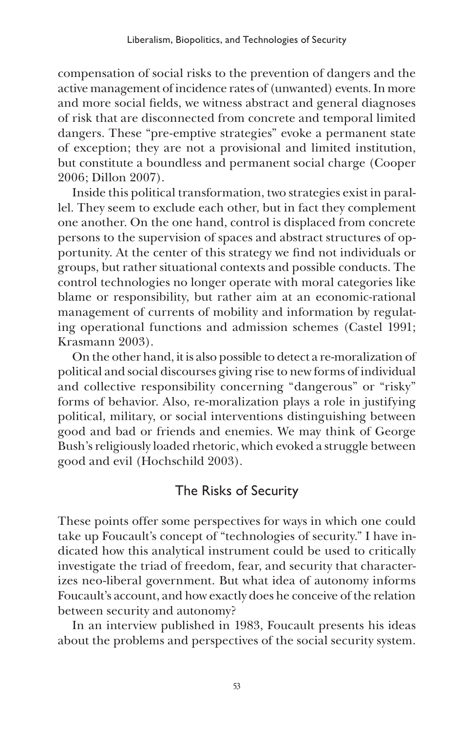compensation of social risks to the prevention of dangers and the active management of incidence rates of (unwanted) events. In more and more social fields, we witness abstract and general diagnoses of risk that are disconnected from concrete and temporal limited dangers. These "pre-emptive strategies" evoke a permanent state of exception; they are not a provisional and limited institution, but constitute a boundless and permanent social charge (Cooper 2006; Dillon 2007).

Inside this political transformation, two strategies exist in parallel. They seem to exclude each other, but in fact they complement one another. On the one hand, control is displaced from concrete persons to the supervision of spaces and abstract structures of opportunity. At the center of this strategy we find not individuals or groups, but rather situational contexts and possible conducts. The control technologies no longer operate with moral categories like blame or responsibility, but rather aim at an economic-rational management of currents of mobility and information by regulating operational functions and admission schemes (Castel 1991; Krasmann 2003).

On the other hand, it is also possible to detect a re-moralization of political and social discourses giving rise to new forms of individual and collective responsibility concerning "dangerous" or "risky" forms of behavior. Also, re-moralization plays a role in justifying political, military, or social interventions distinguishing between good and bad or friends and enemies. We may think of George Bush's religiously loaded rhetoric, which evoked a struggle between good and evil (Hochschild 2003).

## The Risks of Security

These points offer some perspectives for ways in which one could take up Foucault's concept of "technologies of security." I have indicated how this analytical instrument could be used to critically investigate the triad of freedom, fear, and security that characterizes neo-liberal government. But what idea of autonomy informs Foucault's account, and how exactly does he conceive of the relation between security and autonomy?

In an interview published in 1983, Foucault presents his ideas about the problems and perspectives of the social security system.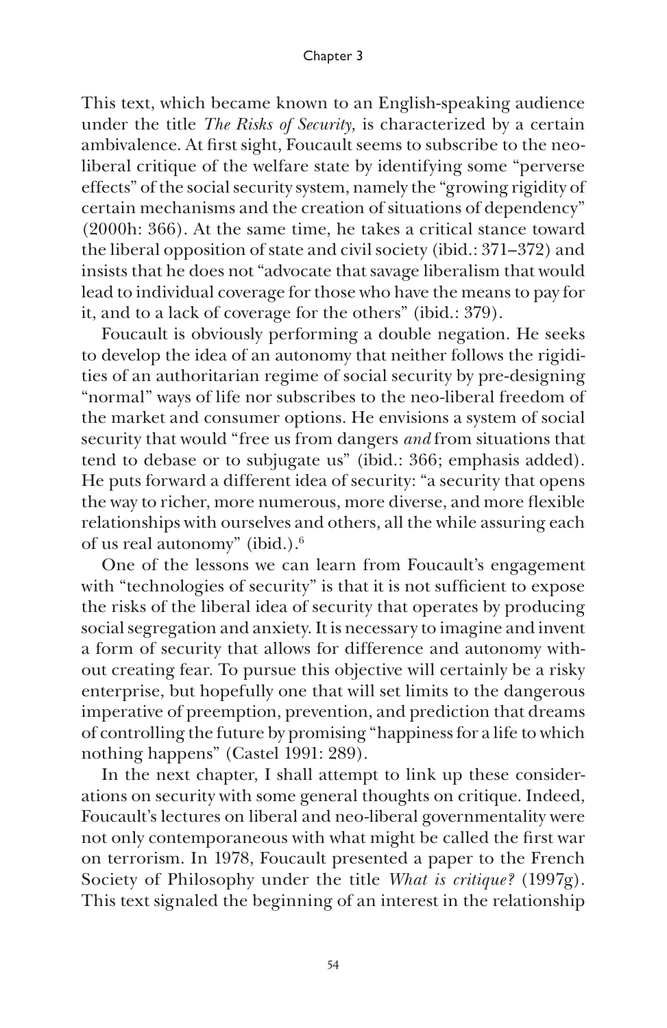This text, which became known to an English-speaking audience under the title *The Risks of Security,* is characterized by a certain ambivalence. At first sight, Foucault seems to subscribe to the neo-liberal critique of the welfare state by identifying some "perverse effects" of the social security system, namely the "growing rigidity of certain mechanisms and the creation of situations of dependency" (2000h: 366). At the same time, he takes a critical stance toward the liberal opposition of state and civil society (ibid.: 371–372) and insists that he does not "advocate that savage liberalism that would lead to individual coverage for those who have the means to pay for it, and to a lack of coverage for the others" (ibid.: 379).

Foucault is obviously performing a double negation. He seeks to develop the idea of an autonomy that neither follows the rigidities of an authoritarian regime of social security by pre-designing "normal" ways of life nor subscribes to the neo-liberal freedom of the market and consumer options. He envisions a system of social security that would "free us from dangers *and* from situations that tend to debase or to subjugate us" (ibid.: 366; emphasis added). He puts forward a different idea of security: "a security that opens the way to richer, more numerous, more diverse, and more flexible relationships with ourselves and others, all the while assuring each of us real autonomy" (ibid.).[6]

One of the lessons we can learn from Foucault's engagement with "technologies of security" is that it is not sufficient to expose the risks of the liberal idea of security that operates by producing social segregation and anxiety. It is necessary to imagine and invent a form of security that allows for difference and autonomy without creating fear. To pursue this objective will certainly be a risky enterprise, but hopefully one that will set limits to the dangerous imperative of preemption, prevention, and prediction that dreams of controlling the future by promising "happiness for a life to which nothing happens" (Castel 1991: 289).

In the next chapter, I shall attempt to link up these considerations on security with some general thoughts on critique. Indeed, Foucault's lectures on liberal and neo-liberal governmentality were not only contemporaneous with what might be called the first war on terrorism. In 1978, Foucault presented a paper to the French Society of Philosophy under the title *What is critique?* (1997g). This text signaled the beginning of an interest in the relationship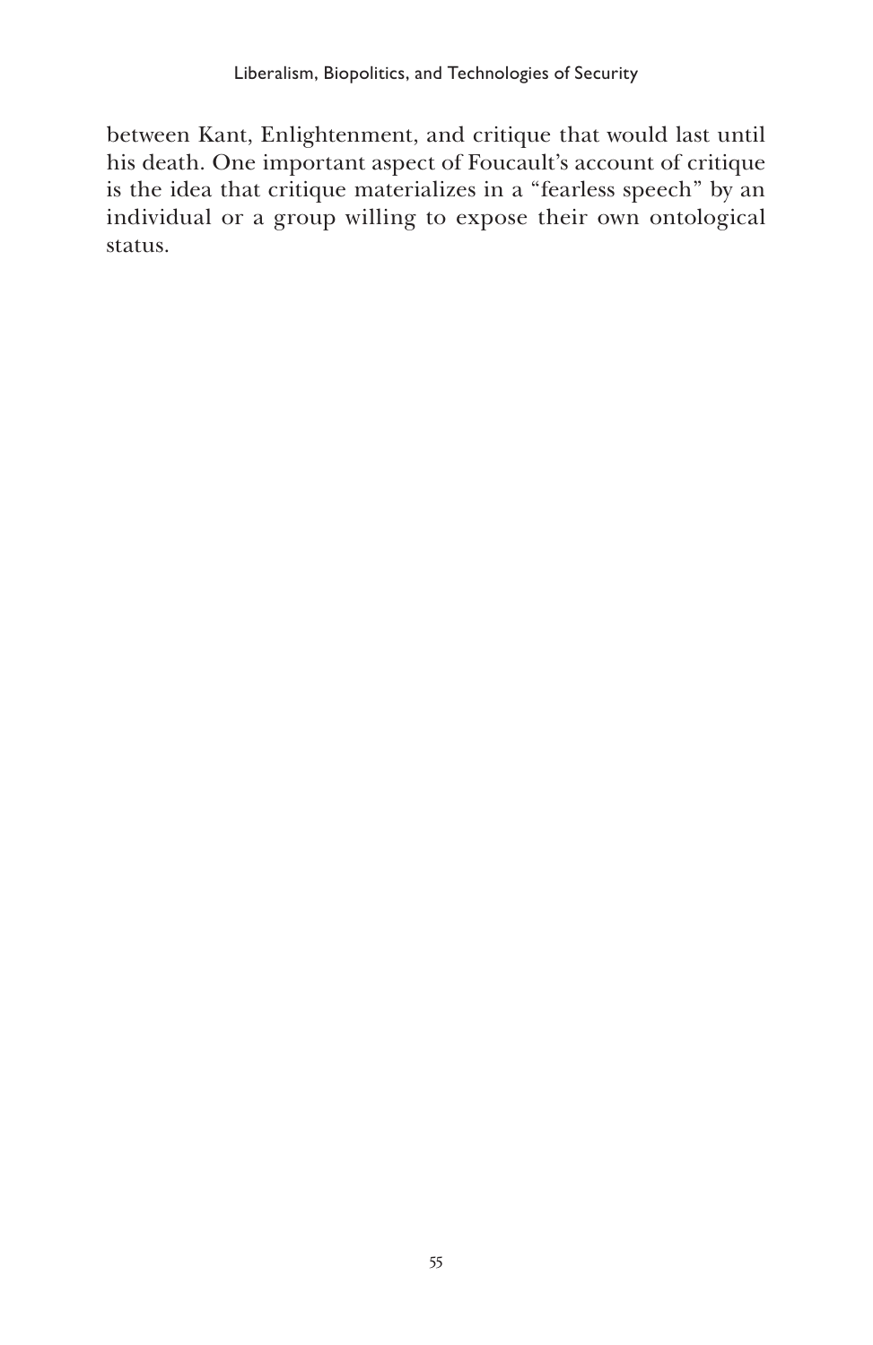between Kant, Enlightenment, and critique that would last until his death. One important aspect of Foucault's account of critique is the idea that critique materializes in a "fearless speech" by an individual or a group willing to expose their own ontological status.